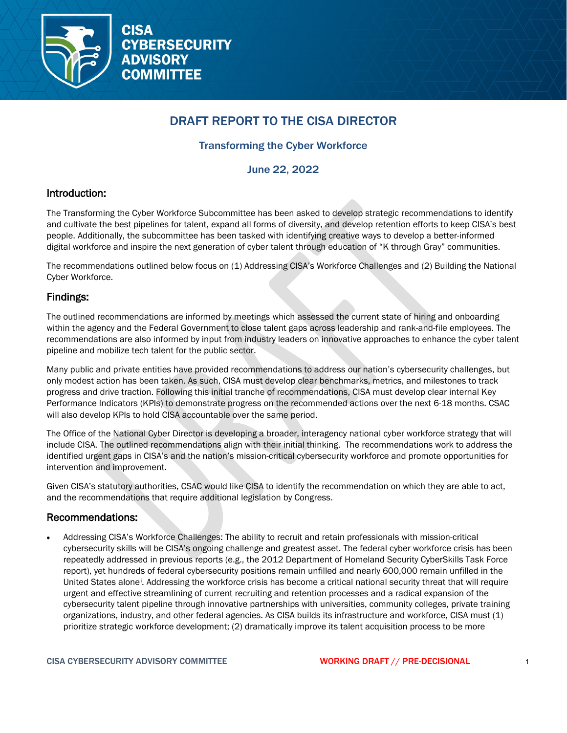# CISA CYBERSECURITY ADVISORY COMMITTEE

## DRAFT REPORT TO THE CISA DIRECTOR

### Transforming the Cyber Workforce

### June 22, 2022

## Introduction:

The Transforming the Cyber Workforce Subcommittee has been asked to develop strategic recommendations to identify and cultivate the best pipelines for talent, expand all forms of diversity, and develop retention efforts to keep CISA's best people. Additionally, the subcommittee has been tasked with identifying creative ways to develop a better-informed digital workforce and inspire the next generation of cyber talent through education of "K through Gray" communities.

The recommendations outlined below focus on (1) Addressing CISA's Workforce Challenges and (2) Building the National Cyber Workforce.

## Findings:

The outlined recommendations are informed by meetings which assessed the current state of hiring and onboarding within the agency and the Federal Government to close talent gaps across leadership and rank-and-file employees. The recommendations are also informed by input from industry leaders on innovative approaches to enhance the cyber talent pipeline and mobilize tech talent for the public sector.

Many public and private entities have provided recommendations to address our nation's cybersecurity challenges, but only modest action has been taken. As such, CISA must develop clear benchmarks, metrics, and milestones to track progress and drive traction. Following this initial tranche of recommendations, CISA must develop clear internal Key Performance Indicators (KPIs) to demonstrate progress on the recommended actions over the next 6-18 months. CSAC will also develop KPIs to hold CISA accountable over the same period.

The Office of the National Cyber Director is developing a broader, interagency national cyber workforce strategy that will include CISA. The outlined recommendations align with their initial thinking. The recommendations work to address the identified urgent gaps in CISA's and the nation's mission-critical cybersecurity workforce and promote opportunities for intervention and improvement.

Given CISA's statutory authorities, CSAC would like CISA to identify the recommendation on which they are able to act, and the recommendations that require additional legislation by Congress.

## Recommendations:

- Addressing CISA's Workforce Challenges: The ability to recruit and retain professionals with mission-critical cybersecurity skills will be CISA's ongoing challenge and greatest asset. The federal cyber workforce crisis has been repeatedly addressed in previous reports (e.g., the 2012 Department of Homeland Security CyberSkills Task Force report), yet hundreds of federal cybersecurity positions remain unfilled and nearly 600,000 remain unfilled in the United States alone[i]. Addressing the workforce crisis has become a critical national security threat that will require urgent and effective streamlining of current recruiting and retention processes and a radical expansion of the cybersecurity talent pipeline through innovative partnerships with universities, community colleges, private training organizations, industry, and other federal agencies. As CISA builds its infrastructure and workforce, CISA must (1) prioritize strategic workforce development; (2) dramatically improve its talent acquisition process to be more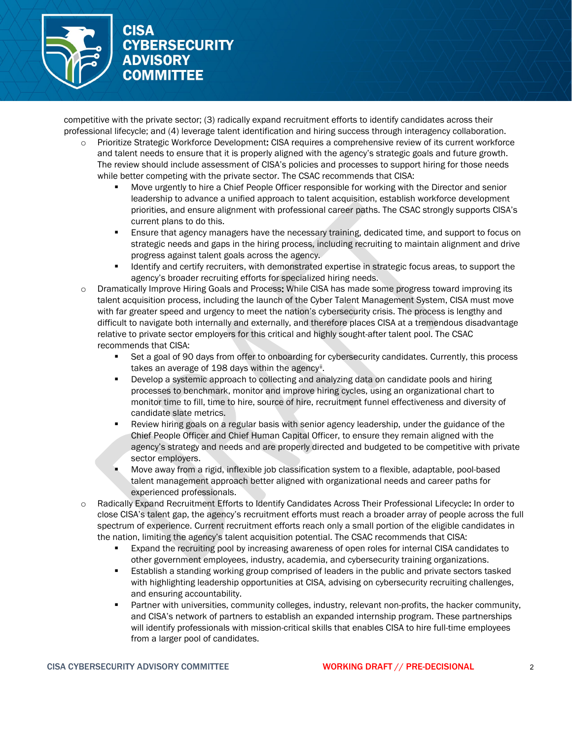competitive with the private sector; (3) radically expand recruitment efforts to identify candidates across their professional lifecycle; and (4) leverage talent identification and hiring success through interagency collaboration.

- Prioritize Strategic Workforce Development: CISA requires a comprehensive review of its current workforce and talent needs to ensure that it is properly aligned with the agency's strategic goals and future growth. The review should include assessment of CISA's policies and processes to support hiring for those needs while better competing with the private sector. The CSAC recommends that CISA:
  - Move urgently to hire a Chief People Officer responsible for working with the Director and senior leadership to advance a unified approach to talent acquisition, establish workforce development priorities, and ensure alignment with professional career paths. The CSAC strongly supports CISA's current plans to do this.
  - Ensure that agency managers have the necessary training, dedicated time, and support to focus on strategic needs and gaps in the hiring process, including recruiting to maintain alignment and drive progress against talent goals across the agency.
  - Identify and certify recruiters, with demonstrated expertise in strategic focus areas, to support the agency's broader recruiting efforts for specialized hiring needs.
- Dramatically Improve Hiring Goals and Process: While CISA has made some progress toward improving its talent acquisition process, including the launch of the Cyber Talent Management System, CISA must move with far greater speed and urgency to meet the nation's cybersecurity crisis. The process is lengthy and difficult to navigate both internally and externally, and therefore places CISA at a tremendous disadvantage relative to private sector employers for this critical and highly sought-after talent pool. The CSAC recommends that CISA:
  - Set a goal of 90 days from offer to onboarding for cybersecurity candidates. Currently, this process takes an average of 198 days within the agency[ii].
  - Develop a systemic approach to collecting and analyzing data on candidate pools and hiring processes to benchmark, monitor and improve hiring cycles, using an organizational chart to monitor time to fill, time to hire, source of hire, recruitment funnel effectiveness and diversity of candidate slate metrics.
  - Review hiring goals on a regular basis with senior agency leadership, under the guidance of the Chief People Officer and Chief Human Capital Officer, to ensure they remain aligned with the agency's strategy and needs and are properly directed and budgeted to be competitive with private sector employers.
  - Move away from a rigid, inflexible job classification system to a flexible, adaptable, pool-based talent management approach better aligned with organizational needs and career paths for experienced professionals.
- Radically Expand Recruitment Efforts to Identify Candidates Across Their Professional Lifecycle: In order to close CISA's talent gap, the agency's recruitment efforts must reach a broader array of people across the full spectrum of experience. Current recruitment efforts reach only a small portion of the eligible candidates in the nation, limiting the agency's talent acquisition potential. The CSAC recommends that CISA:
  - Expand the recruiting pool by increasing awareness of open roles for internal CISA candidates to other government employees, industry, academia, and cybersecurity training organizations.
  - Establish a standing working group comprised of leaders in the public and private sectors tasked with highlighting leadership opportunities at CISA, advising on cybersecurity recruiting challenges, and ensuring accountability.
  - Partner with universities, community colleges, industry, relevant non-profits, the hacker community, and CISA's network of partners to establish an expanded internship program. These partnerships will identify professionals with mission-critical skills that enables CISA to hire full-time employees from a larger pool of candidates.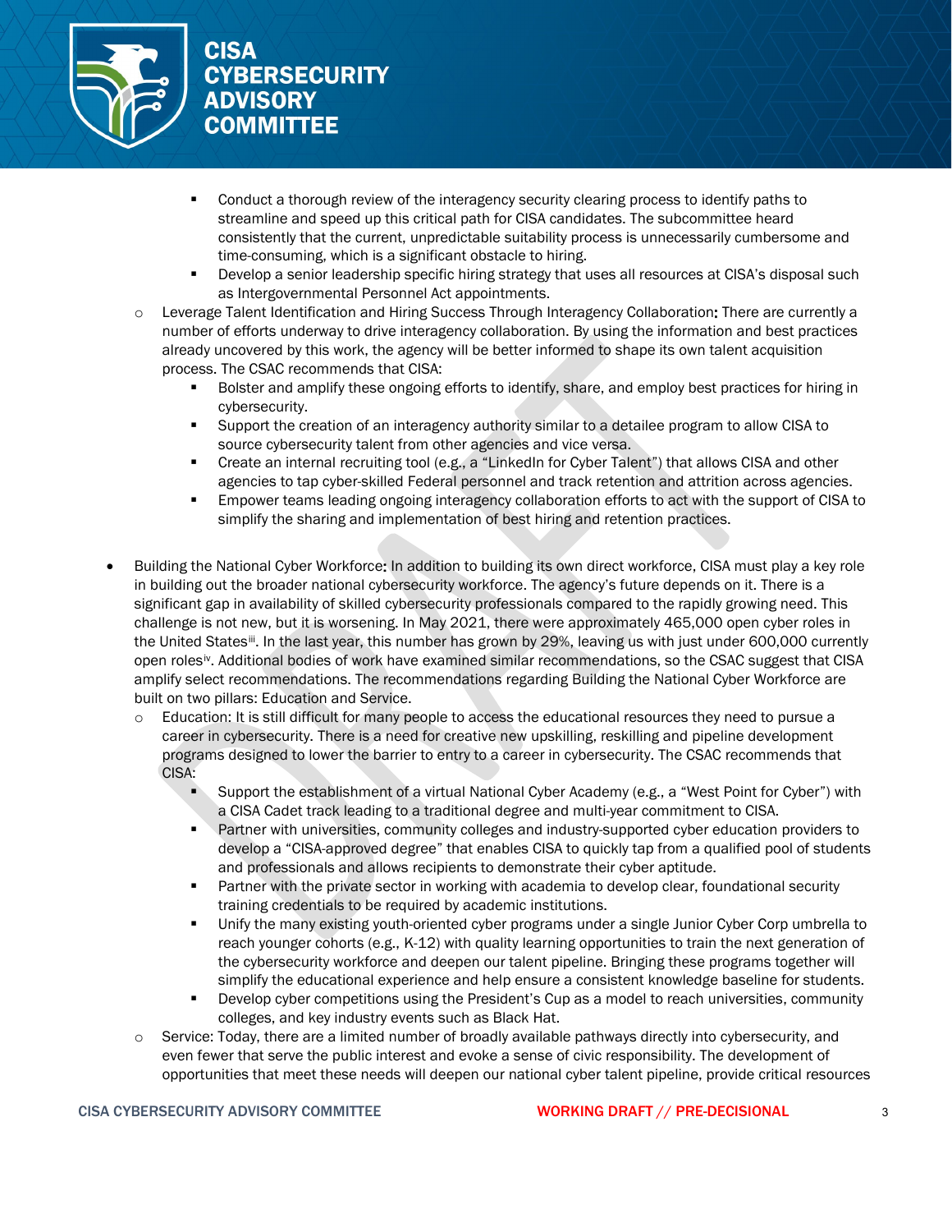- Conduct a thorough review of the interagency security clearing process to identify paths to streamline and speed up this critical path for CISA candidates. The subcommittee heard consistently that the current, unpredictable suitability process is unnecessarily cumbersome and time-consuming, which is a significant obstacle to hiring.
        - Develop a senior leadership specific hiring strategy that uses all resources at CISA's disposal such as Intergovernmental Personnel Act appointments.
    - Leverage Talent Identification and Hiring Success Through Interagency Collaboration**:** There are currently a number of efforts underway to drive interagency collaboration. By using the information and best practices already uncovered by this work, the agency will be better informed to shape its own talent acquisition process. The CSAC recommends that CISA:
        - Bolster and amplify these ongoing efforts to identify, share, and employ best practices for hiring in cybersecurity.
        - Support the creation of an interagency authority similar to a detailee program to allow CISA to source cybersecurity talent from other agencies and vice versa.
        - Create an internal recruiting tool (e.g., a "LinkedIn for Cyber Talent") that allows CISA and other agencies to tap cyber-skilled Federal personnel and track retention and attrition across agencies.
        - Empower teams leading ongoing interagency collaboration efforts to act with the support of CISA to simplify the sharing and implementation of best hiring and retention practices.

- Building the National Cyber Workforce**:** In addition to building its own direct workforce, CISA must play a key role in building out the broader national cybersecurity workforce. The agency's future depends on it. There is a significant gap in availability of skilled cybersecurity professionals compared to the rapidly growing need. This challenge is not new, but it is worsening. In May 2021, there were approximately 465,000 open cyber roles in the United States[iii]. In the last year, this number has grown by 29%, leaving us with just under 600,000 currently open roles[iv]. Additional bodies of work have examined similar recommendations, so the CSAC suggest that CISA amplify select recommendations. The recommendations regarding Building the National Cyber Workforce are built on two pillars: Education and Service.
    - Education: It is still difficult for many people to access the educational resources they need to pursue a career in cybersecurity. There is a need for creative new upskilling, reskilling and pipeline development programs designed to lower the barrier to entry to a career in cybersecurity. The CSAC recommends that CISA:
        - Support the establishment of a virtual National Cyber Academy (e.g., a "West Point for Cyber") with a CISA Cadet track leading to a traditional degree and multi-year commitment to CISA.
        - Partner with universities, community colleges and industry-supported cyber education providers to develop a "CISA-approved degree" that enables CISA to quickly tap from a qualified pool of students and professionals and allows recipients to demonstrate their cyber aptitude.
        - Partner with the private sector in working with academia to develop clear, foundational security training credentials to be required by academic institutions.
        - Unify the many existing youth-oriented cyber programs under a single Junior Cyber Corp umbrella to reach younger cohorts (e.g., K-12) with quality learning opportunities to train the next generation of the cybersecurity workforce and deepen our talent pipeline. Bringing these programs together will simplify the educational experience and help ensure a consistent knowledge baseline for students.
        - Develop cyber competitions using the President's Cup as a model to reach universities, community colleges, and key industry events such as Black Hat.
    - Service: Today, there are a limited number of broadly available pathways directly into cybersecurity, and even fewer that serve the public interest and evoke a sense of civic responsibility. The development of opportunities that meet these needs will deepen our national cyber talent pipeline, provide critical resources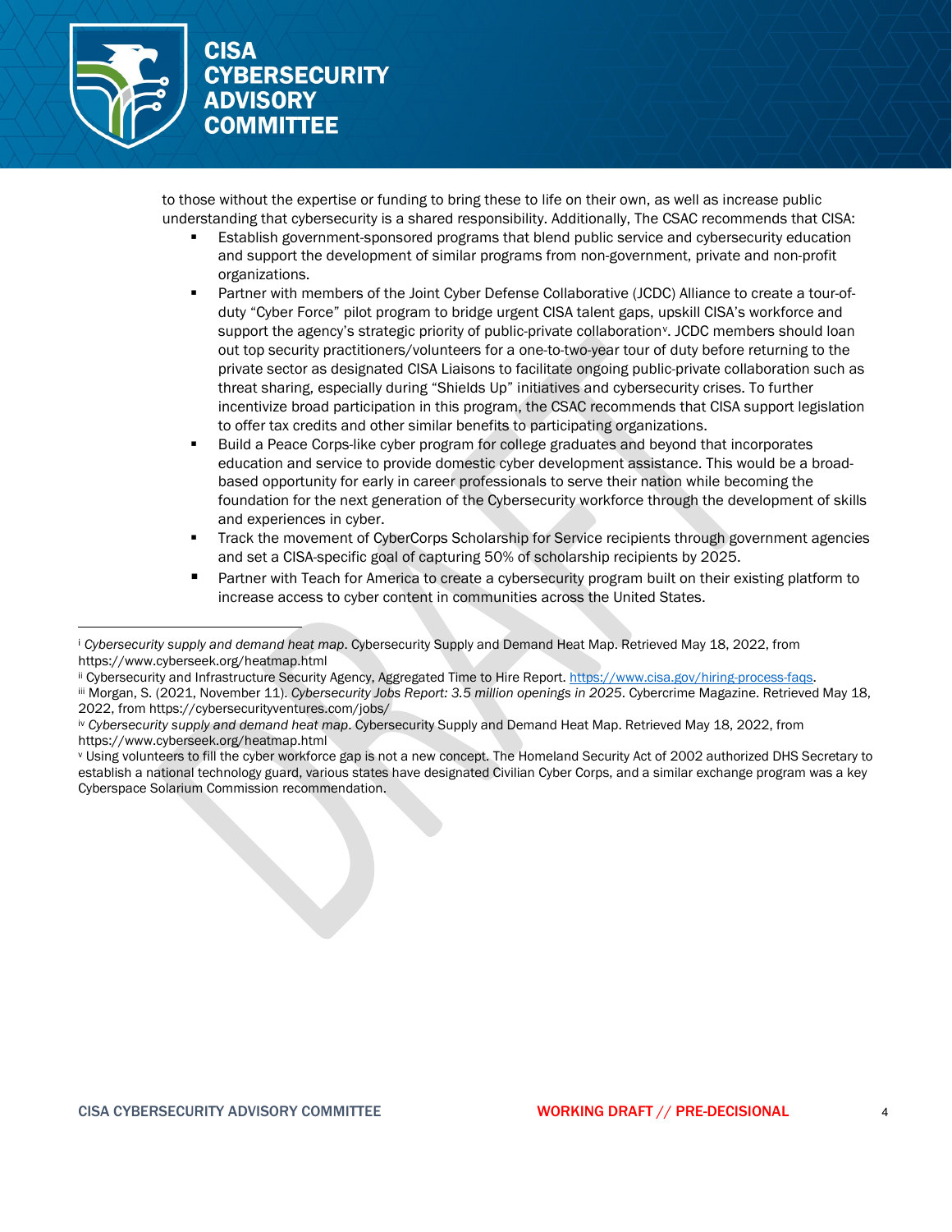to those without the expertise or funding to bring these to life on their own, as well as increase public understanding that cybersecurity is a shared responsibility. Additionally, The CSAC recommends that CISA:

- Establish government-sponsored programs that blend public service and cybersecurity education and support the development of similar programs from non-government, private and non-profit organizations.
- Partner with members of the Joint Cyber Defense Collaborative (JCDC) Alliance to create a tour-of-duty "Cyber Force" pilot program to bridge urgent CISA talent gaps, upskill CISA's workforce and support the agency's strategic priority of public-private collaboration[v]. JCDC members should loan out top security practitioners/volunteers for a one-to-two-year tour of duty before returning to the private sector as designated CISA Liaisons to facilitate ongoing public-private collaboration such as threat sharing, especially during "Shields Up" initiatives and cybersecurity crises. To further incentivize broad participation in this program, the CSAC recommends that CISA support legislation to offer tax credits and other similar benefits to participating organizations.
- Build a Peace Corps-like cyber program for college graduates and beyond that incorporates education and service to provide domestic cyber development assistance. This would be a broad-based opportunity for early in career professionals to serve their nation while becoming the foundation for the next generation of the Cybersecurity workforce through the development of skills and experiences in cyber.
- Track the movement of CyberCorps Scholarship for Service recipients through government agencies and set a CISA-specific goal of capturing 50% of scholarship recipients by 2025.
- Partner with Teach for America to create a cybersecurity program built on their existing platform to increase access to cyber content in communities across the United States.

---

[i] *Cybersecurity supply and demand heat map*. Cybersecurity Supply and Demand Heat Map. Retrieved May 18, 2022, from https://www.cyberseek.org/heatmap.html

[ii] Cybersecurity and Infrastructure Security Agency, Aggregated Time to Hire Report. https://www.cisa.gov/hiring-process-faqs.

[iii] Morgan, S. (2021, November 11). *Cybersecurity Jobs Report: 3.5 million openings in 2025*. Cybercrime Magazine. Retrieved May 18, 2022, from https://cybersecurityventures.com/jobs/

[iv] *Cybersecurity supply and demand heat map*. Cybersecurity Supply and Demand Heat Map. Retrieved May 18, 2022, from https://www.cyberseek.org/heatmap.html

[v] Using volunteers to fill the cyber workforce gap is not a new concept. The Homeland Security Act of 2002 authorized DHS Secretary to establish a national technology guard, various states have designated Civilian Cyber Corps, and a similar exchange program was a key Cyberspace Solarium Commission recommendation.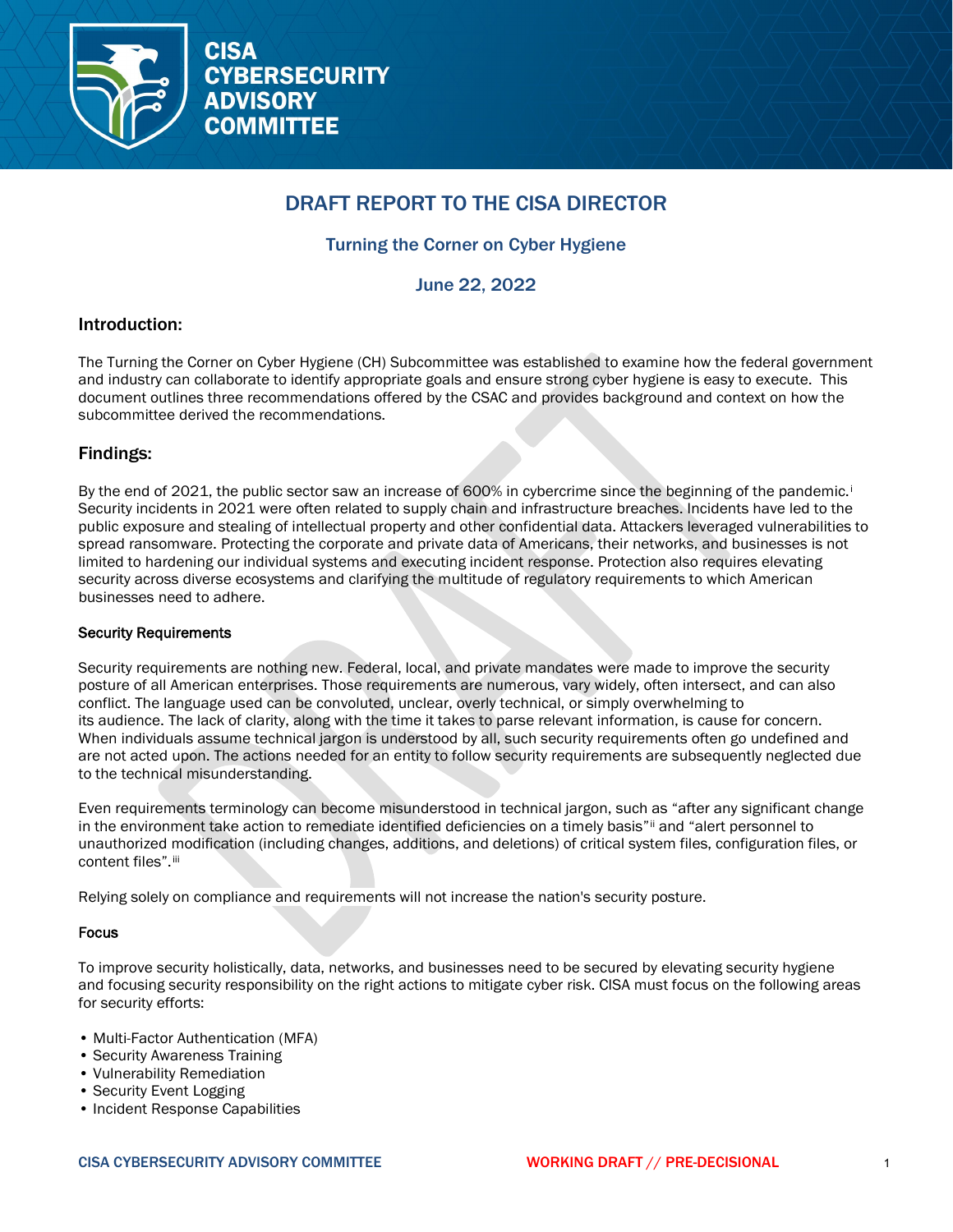# DRAFT REPORT TO THE CISA DIRECTOR

## Turning the Corner on Cyber Hygiene

## June 22, 2022

### Introduction:

The Turning the Corner on Cyber Hygiene (CH) Subcommittee was established to examine how the federal government and industry can collaborate to identify appropriate goals and ensure strong cyber hygiene is easy to execute. This document outlines three recommendations offered by the CSAC and provides background and context on how the subcommittee derived the recommendations.

### Findings:

By the end of 2021, the public sector saw an increase of 600% in cybercrime since the beginning of the pandemic.[i] Security incidents in 2021 were often related to supply chain and infrastructure breaches. Incidents have led to the public exposure and stealing of intellectual property and other confidential data. Attackers leveraged vulnerabilities to spread ransomware. Protecting the corporate and private data of Americans, their networks, and businesses is not limited to hardening our individual systems and executing incident response. Protection also requires elevating security across diverse ecosystems and clarifying the multitude of regulatory requirements to which American businesses need to adhere.

#### Security Requirements

Security requirements are nothing new. Federal, local, and private mandates were made to improve the security posture of all American enterprises. Those requirements are numerous, vary widely, often intersect, and can also conflict. The language used can be convoluted, unclear, overly technical, or simply overwhelming to its audience. The lack of clarity, along with the time it takes to parse relevant information, is cause for concern. When individuals assume technical jargon is understood by all, such security requirements often go undefined and are not acted upon. The actions needed for an entity to follow security requirements are subsequently neglected due to the technical misunderstanding.

Even requirements terminology can become misunderstood in technical jargon, such as "after any significant change in the environment take action to remediate identified deficiencies on a timely basis"[ii] and "alert personnel to unauthorized modification (including changes, additions, and deletions) of critical system files, configuration files, or content files".[iii]

Relying solely on compliance and requirements will not increase the nation's security posture.

#### Focus

To improve security holistically, data, networks, and businesses need to be secured by elevating security hygiene and focusing security responsibility on the right actions to mitigate cyber risk. CISA must focus on the following areas for security efforts:

- Multi-Factor Authentication (MFA)
- Security Awareness Training
- Vulnerability Remediation
- Security Event Logging
- Incident Response Capabilities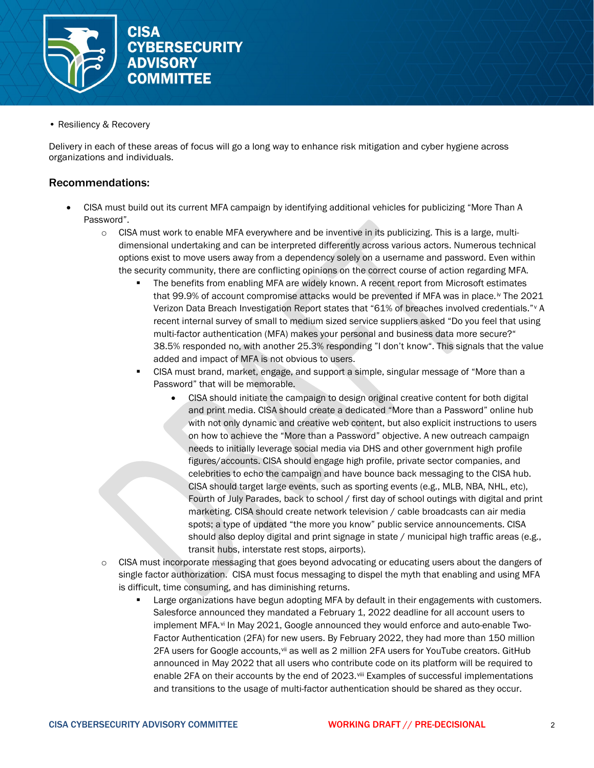- Resiliency & Recovery

Delivery in each of these areas of focus will go a long way to enhance risk mitigation and cyber hygiene across organizations and individuals.

## Recommendations:

- CISA must build out its current MFA campaign by identifying additional vehicles for publicizing "More Than A Password".
  - CISA must work to enable MFA everywhere and be inventive in its publicizing. This is a large, multi-dimensional undertaking and can be interpreted differently across various actors. Numerous technical options exist to move users away from a dependency solely on a username and password. Even within the security community, there are conflicting opinions on the correct course of action regarding MFA.
    - The benefits from enabling MFA are widely known. A recent report from Microsoft estimates that 99.9% of account compromise attacks would be prevented if MFA was in place.[iv] The 2021 Verizon Data Breach Investigation Report states that "61% of breaches involved credentials."[v] A recent internal survey of small to medium sized service suppliers asked "Do you feel that using multi-factor authentication (MFA) makes your personal and business data more secure?" 38.5% responded no, with another 25.3% responding "I don't know". This signals that the value added and impact of MFA is not obvious to users.
    - CISA must brand, market, engage, and support a simple, singular message of "More than a Password" that will be memorable.
      - CISA should initiate the campaign to design original creative content for both digital and print media. CISA should create a dedicated "More than a Password" online hub with not only dynamic and creative web content, but also explicit instructions to users on how to achieve the "More than a Password" objective. A new outreach campaign needs to initially leverage social media via DHS and other government high profile figures/accounts. CISA should engage high profile, private sector companies, and celebrities to echo the campaign and have bounce back messaging to the CISA hub. CISA should target large events, such as sporting events (e.g., MLB, NBA, NHL, etc), Fourth of July Parades, back to school / first day of school outings with digital and print marketing. CISA should create network television / cable broadcasts can air media spots; a type of updated "the more you know" public service announcements. CISA should also deploy digital and print signage in state / municipal high traffic areas (e.g., transit hubs, interstate rest stops, airports).
  - CISA must incorporate messaging that goes beyond advocating or educating users about the dangers of single factor authorization. CISA must focus messaging to dispel the myth that enabling and using MFA is difficult, time consuming, and has diminishing returns.
    - Large organizations have begun adopting MFA by default in their engagements with customers. Salesforce announced they mandated a February 1, 2022 deadline for all account users to implement MFA.[vi] In May 2021, Google announced they would enforce and auto-enable Two-Factor Authentication (2FA) for new users. By February 2022, they had more than 150 million 2FA users for Google accounts,[vii] as well as 2 million 2FA users for YouTube creators. GitHub announced in May 2022 that all users who contribute code on its platform will be required to enable 2FA on their accounts by the end of 2023.[viii] Examples of successful implementations and transitions to the usage of multi-factor authentication should be shared as they occur.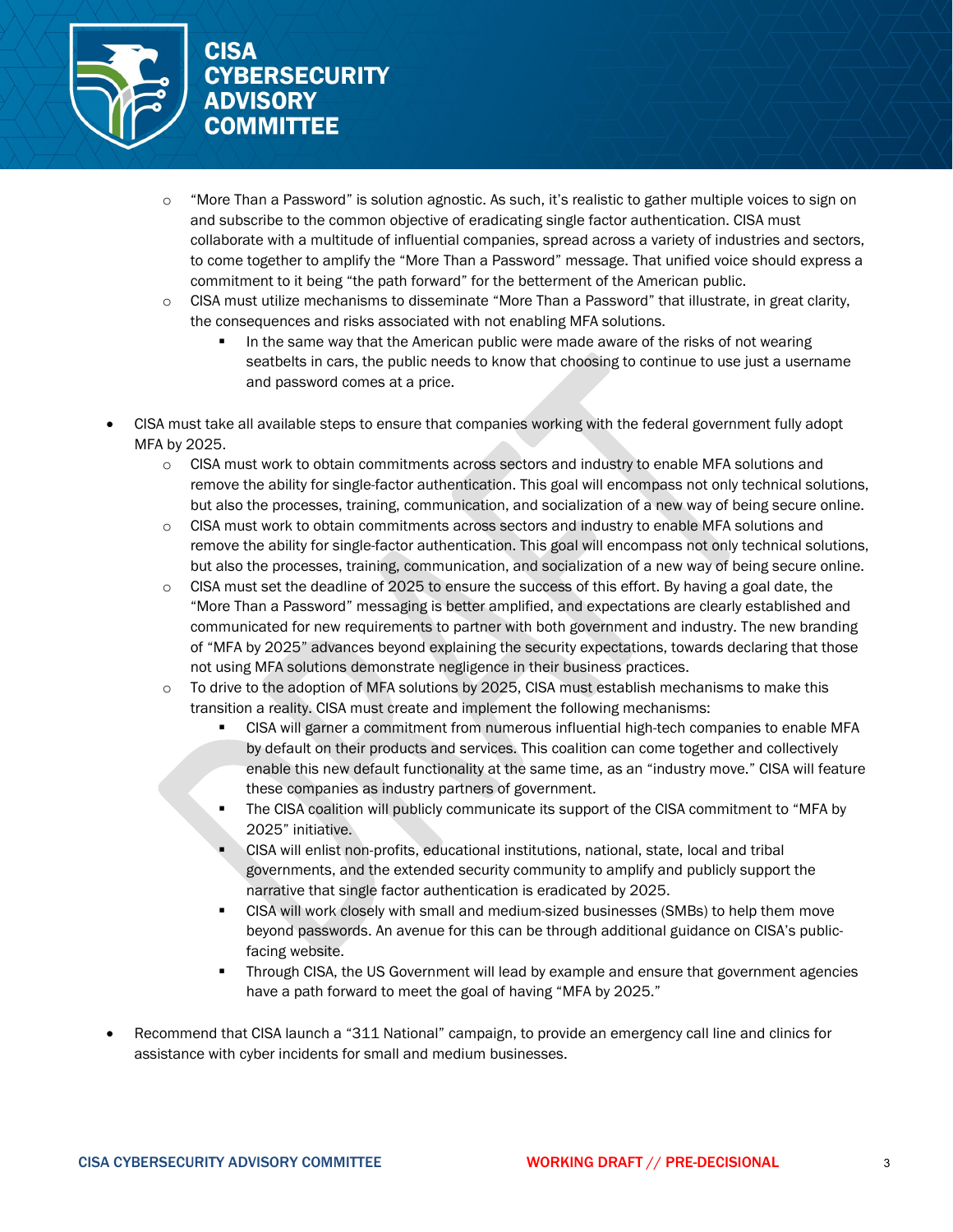- "More Than a Password" is solution agnostic. As such, it's realistic to gather multiple voices to sign on and subscribe to the common objective of eradicating single factor authentication. CISA must collaborate with a multitude of influential companies, spread across a variety of industries and sectors, to come together to amplify the "More Than a Password" message. That unified voice should express a commitment to it being "the path forward" for the betterment of the American public.
  - CISA must utilize mechanisms to disseminate "More Than a Password" that illustrate, in great clarity, the consequences and risks associated with not enabling MFA solutions.
    - In the same way that the American public were made aware of the risks of not wearing seatbelts in cars, the public needs to know that choosing to continue to use just a username and password comes at a price.

- CISA must take all available steps to ensure that companies working with the federal government fully adopt MFA by 2025.
  - CISA must work to obtain commitments across sectors and industry to enable MFA solutions and remove the ability for single-factor authentication. This goal will encompass not only technical solutions, but also the processes, training, communication, and socialization of a new way of being secure online.
  - CISA must work to obtain commitments across sectors and industry to enable MFA solutions and remove the ability for single-factor authentication. This goal will encompass not only technical solutions, but also the processes, training, communication, and socialization of a new way of being secure online.
  - CISA must set the deadline of 2025 to ensure the success of this effort. By having a goal date, the "More Than a Password" messaging is better amplified, and expectations are clearly established and communicated for new requirements to partner with both government and industry. The new branding of "MFA by 2025" advances beyond explaining the security expectations, towards declaring that those not using MFA solutions demonstrate negligence in their business practices.
  - To drive to the adoption of MFA solutions by 2025, CISA must establish mechanisms to make this transition a reality. CISA must create and implement the following mechanisms:
    - CISA will garner a commitment from numerous influential high-tech companies to enable MFA by default on their products and services. This coalition can come together and collectively enable this new default functionality at the same time, as an "industry move." CISA will feature these companies as industry partners of government.
    - The CISA coalition will publicly communicate its support of the CISA commitment to "MFA by 2025" initiative.
    - CISA will enlist non-profits, educational institutions, national, state, local and tribal governments, and the extended security community to amplify and publicly support the narrative that single factor authentication is eradicated by 2025.
    - CISA will work closely with small and medium-sized businesses (SMBs) to help them move beyond passwords. An avenue for this can be through additional guidance on CISA's public-facing website.
    - Through CISA, the US Government will lead by example and ensure that government agencies have a path forward to meet the goal of having "MFA by 2025."

- Recommend that CISA launch a "311 National" campaign, to provide an emergency call line and clinics for assistance with cyber incidents for small and medium businesses.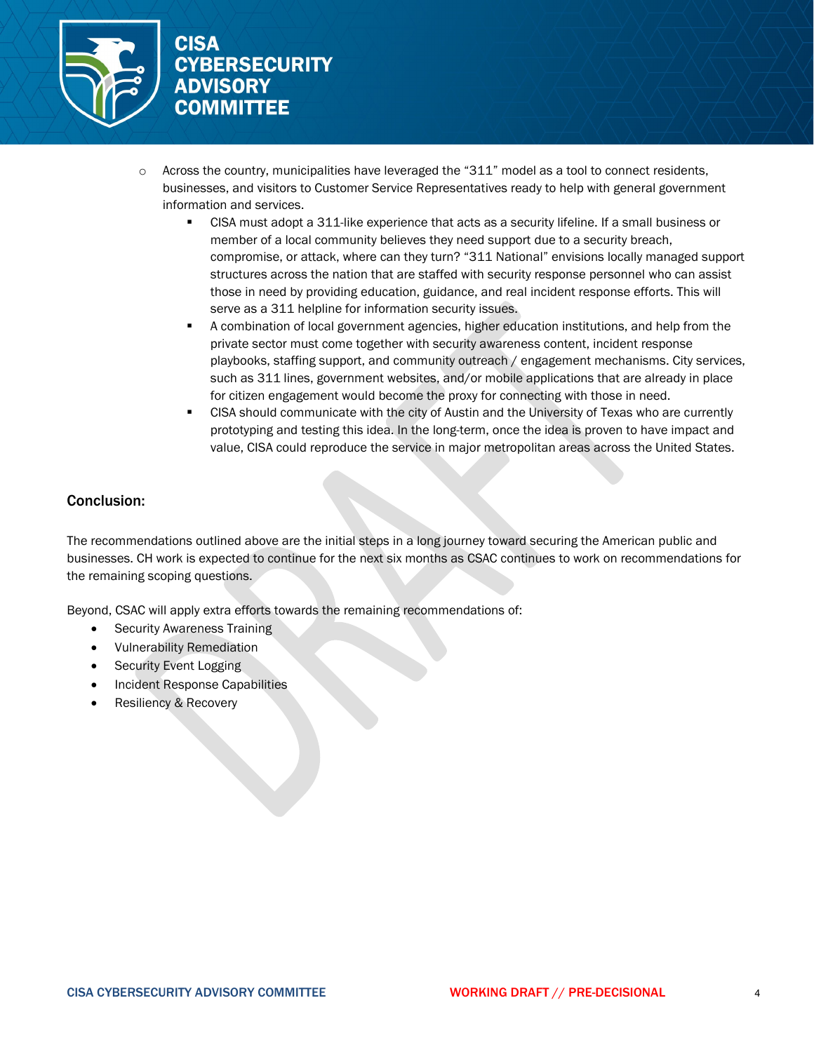- Across the country, municipalities have leveraged the "311" model as a tool to connect residents, businesses, and visitors to Customer Service Representatives ready to help with general government information and services.
  - CISA must adopt a 311-like experience that acts as a security lifeline. If a small business or member of a local community believes they need support due to a security breach, compromise, or attack, where can they turn? "311 National" envisions locally managed support structures across the nation that are staffed with security response personnel who can assist those in need by providing education, guidance, and real incident response efforts. This will serve as a 311 helpline for information security issues.
  - A combination of local government agencies, higher education institutions, and help from the private sector must come together with security awareness content, incident response playbooks, staffing support, and community outreach / engagement mechanisms. City services, such as 311 lines, government websites, and/or mobile applications that are already in place for citizen engagement would become the proxy for connecting with those in need.
  - CISA should communicate with the city of Austin and the University of Texas who are currently prototyping and testing this idea. In the long-term, once the idea is proven to have impact and value, CISA could reproduce the service in major metropolitan areas across the United States.

## Conclusion:

The recommendations outlined above are the initial steps in a long journey toward securing the American public and businesses. CH work is expected to continue for the next six months as CSAC continues to work on recommendations for the remaining scoping questions.

Beyond, CSAC will apply extra efforts towards the remaining recommendations of:

- Security Awareness Training
- Vulnerability Remediation
- Security Event Logging
- Incident Response Capabilities
- Resiliency & Recovery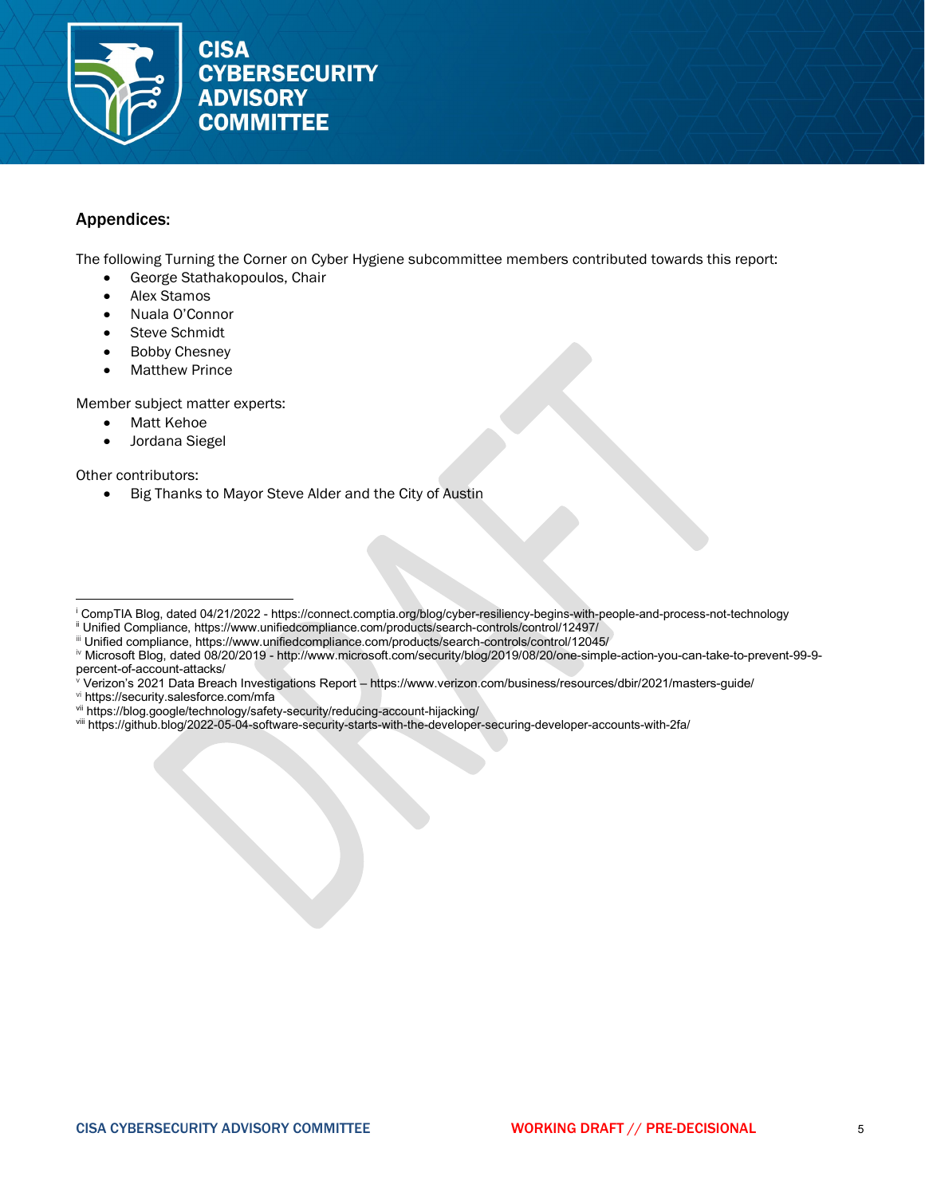## Appendices:

The following Turning the Corner on Cyber Hygiene subcommittee members contributed towards this report:

- George Stathakopoulos, Chair
- Alex Stamos
- Nuala O'Connor
- Steve Schmidt
- Bobby Chesney
- Matthew Prince

Member subject matter experts:

- Matt Kehoe
- Jordana Siegel

Other contributors:

- Big Thanks to Mayor Steve Alder and the City of Austin

---

[i] CompTIA Blog, dated 04/21/2022 - https://connect.comptia.org/blog/cyber-resiliency-begins-with-people-and-process-not-technology

[ii] Unified Compliance, https://www.unifiedcompliance.com/products/search-controls/control/12497/

[iii] Unified compliance, https://www.unifiedcompliance.com/products/search-controls/control/12045/

[iv] Microsoft Blog, dated 08/20/2019 - http://www.microsoft.com/security/blog/2019/08/20/one-simple-action-you-can-take-to-prevent-99-9-percent-of-account-attacks/

[v] Verizon's 2021 Data Breach Investigations Report – https://www.verizon.com/business/resources/dbir/2021/masters-guide/

[vi] https://security.salesforce.com/mfa

[vii] https://blog.google/technology/safety-security/reducing-account-hijacking/

[viii] https://github.blog/2022-05-04-software-security-starts-with-the-developer-securing-developer-accounts-with-2fa/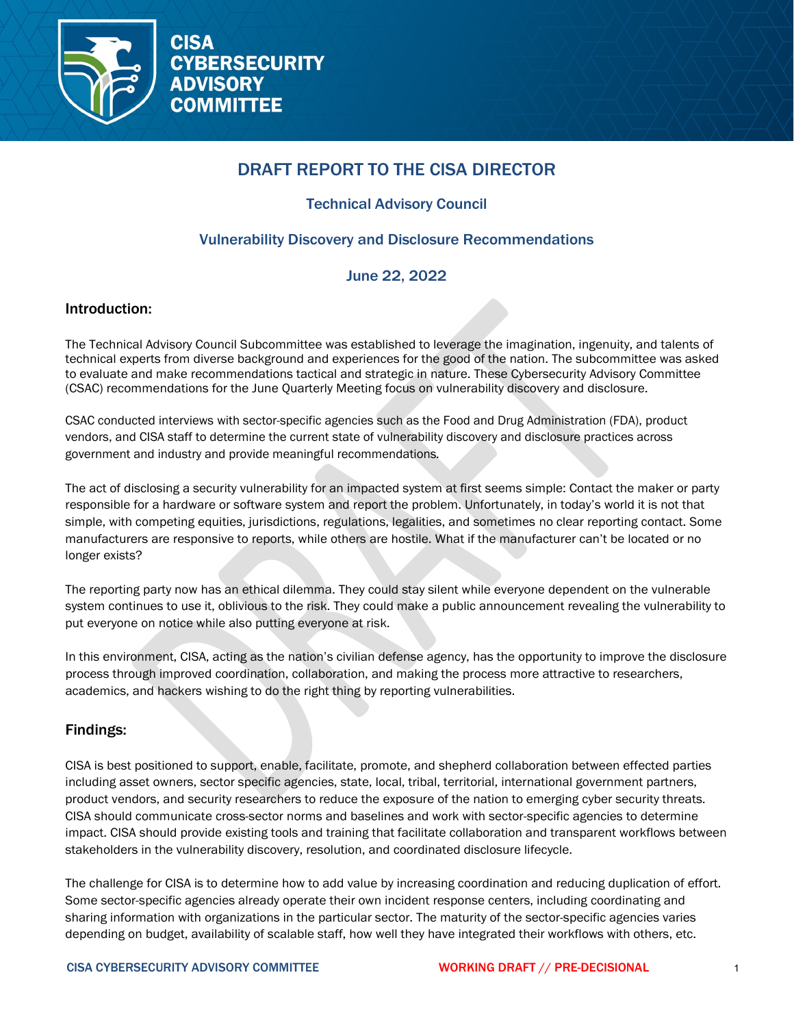# DRAFT REPORT TO THE CISA DIRECTOR

## Technical Advisory Council

## Vulnerability Discovery and Disclosure Recommendations

## June 22, 2022

### Introduction:

The Technical Advisory Council Subcommittee was established to leverage the imagination, ingenuity, and talents of technical experts from diverse background and experiences for the good of the nation. The subcommittee was asked to evaluate and make recommendations tactical and strategic in nature. These Cybersecurity Advisory Committee (CSAC) recommendations for the June Quarterly Meeting focus on vulnerability discovery and disclosure.

CSAC conducted interviews with sector-specific agencies such as the Food and Drug Administration (FDA), product vendors, and CISA staff to determine the current state of vulnerability discovery and disclosure practices across government and industry and provide meaningful recommendations.

The act of disclosing a security vulnerability for an impacted system at first seems simple: Contact the maker or party responsible for a hardware or software system and report the problem. Unfortunately, in today's world it is not that simple, with competing equities, jurisdictions, regulations, legalities, and sometimes no clear reporting contact. Some manufacturers are responsive to reports, while others are hostile. What if the manufacturer can't be located or no longer exists?

The reporting party now has an ethical dilemma. They could stay silent while everyone dependent on the vulnerable system continues to use it, oblivious to the risk. They could make a public announcement revealing the vulnerability to put everyone on notice while also putting everyone at risk.

In this environment, CISA, acting as the nation's civilian defense agency, has the opportunity to improve the disclosure process through improved coordination, collaboration, and making the process more attractive to researchers, academics, and hackers wishing to do the right thing by reporting vulnerabilities.

### Findings:

CISA is best positioned to support, enable, facilitate, promote, and shepherd collaboration between effected parties including asset owners, sector specific agencies, state, local, tribal, territorial, international government partners, product vendors, and security researchers to reduce the exposure of the nation to emerging cyber security threats. CISA should communicate cross-sector norms and baselines and work with sector-specific agencies to determine impact. CISA should provide existing tools and training that facilitate collaboration and transparent workflows between stakeholders in the vulnerability discovery, resolution, and coordinated disclosure lifecycle.

The challenge for CISA is to determine how to add value by increasing coordination and reducing duplication of effort. Some sector-specific agencies already operate their own incident response centers, including coordinating and sharing information with organizations in the particular sector. The maturity of the sector-specific agencies varies depending on budget, availability of scalable staff, how well they have integrated their workflows with others, etc.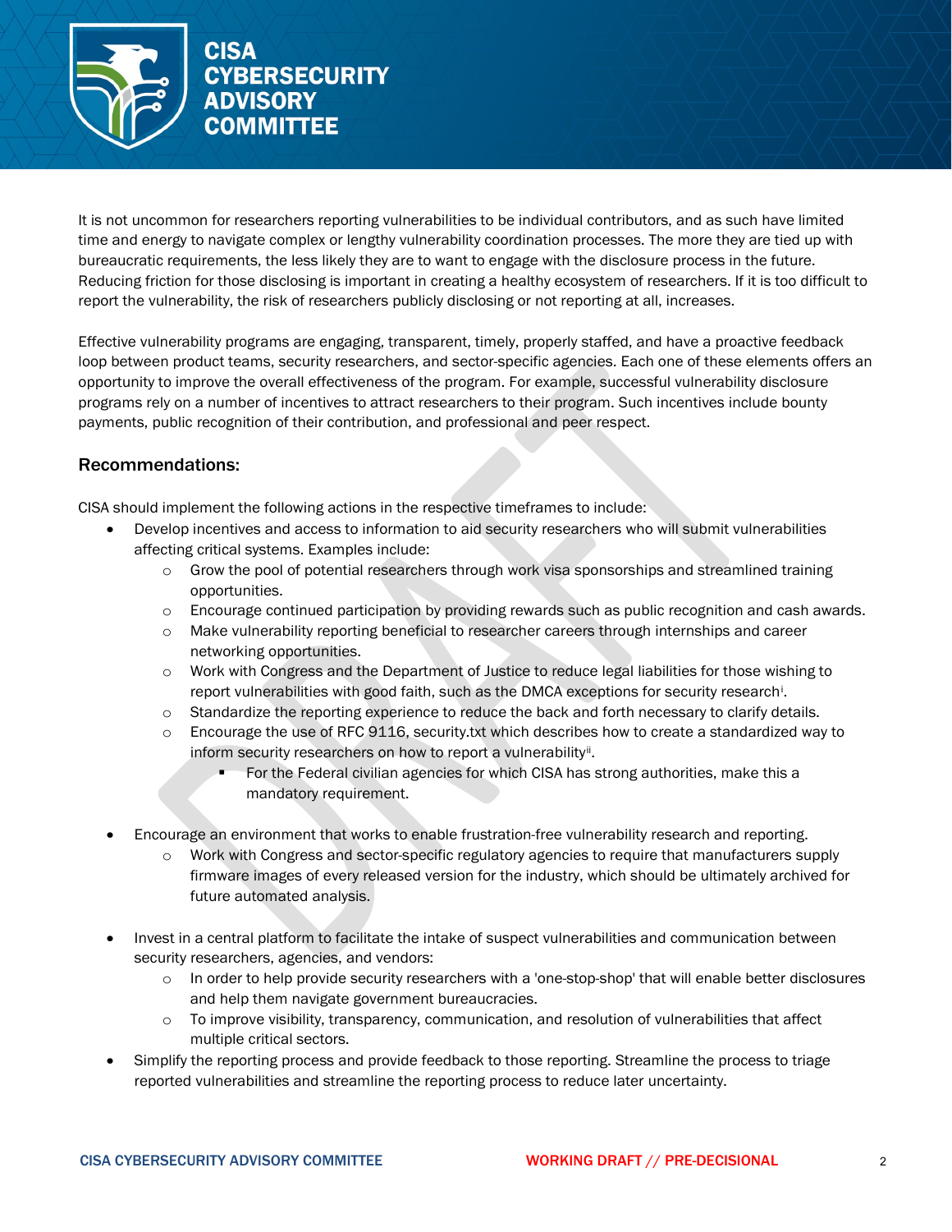It is not uncommon for researchers reporting vulnerabilities to be individual contributors, and as such have limited time and energy to navigate complex or lengthy vulnerability coordination processes. The more they are tied up with bureaucratic requirements, the less likely they are to want to engage with the disclosure process in the future. Reducing friction for those disclosing is important in creating a healthy ecosystem of researchers. If it is too difficult to report the vulnerability, the risk of researchers publicly disclosing or not reporting at all, increases.

Effective vulnerability programs are engaging, transparent, timely, properly staffed, and have a proactive feedback loop between product teams, security researchers, and sector-specific agencies. Each one of these elements offers an opportunity to improve the overall effectiveness of the program. For example, successful vulnerability disclosure programs rely on a number of incentives to attract researchers to their program. Such incentives include bounty payments, public recognition of their contribution, and professional and peer respect.

### Recommendations:

CISA should implement the following actions in the respective timeframes to include:

- Develop incentives and access to information to aid security researchers who will submit vulnerabilities affecting critical systems. Examples include:
  - Grow the pool of potential researchers through work visa sponsorships and streamlined training opportunities.
  - Encourage continued participation by providing rewards such as public recognition and cash awards.
  - Make vulnerability reporting beneficial to researcher careers through internships and career networking opportunities.
  - Work with Congress and the Department of Justice to reduce legal liabilities for those wishing to report vulnerabilities with good faith, such as the DMCA exceptions for security research[i].
  - Standardize the reporting experience to reduce the back and forth necessary to clarify details.
  - Encourage the use of RFC 9116, security.txt which describes how to create a standardized way to inform security researchers on how to report a vulnerability[ii].
    - For the Federal civilian agencies for which CISA has strong authorities, make this a mandatory requirement.
- Encourage an environment that works to enable frustration-free vulnerability research and reporting.
  - Work with Congress and sector-specific regulatory agencies to require that manufacturers supply firmware images of every released version for the industry, which should be ultimately archived for future automated analysis.
- Invest in a central platform to facilitate the intake of suspect vulnerabilities and communication between security researchers, agencies, and vendors:
  - In order to help provide security researchers with a 'one-stop-shop' that will enable better disclosures and help them navigate government bureaucracies.
  - To improve visibility, transparency, communication, and resolution of vulnerabilities that affect multiple critical sectors.
- Simplify the reporting process and provide feedback to those reporting. Streamline the process to triage reported vulnerabilities and streamline the reporting process to reduce later uncertainty.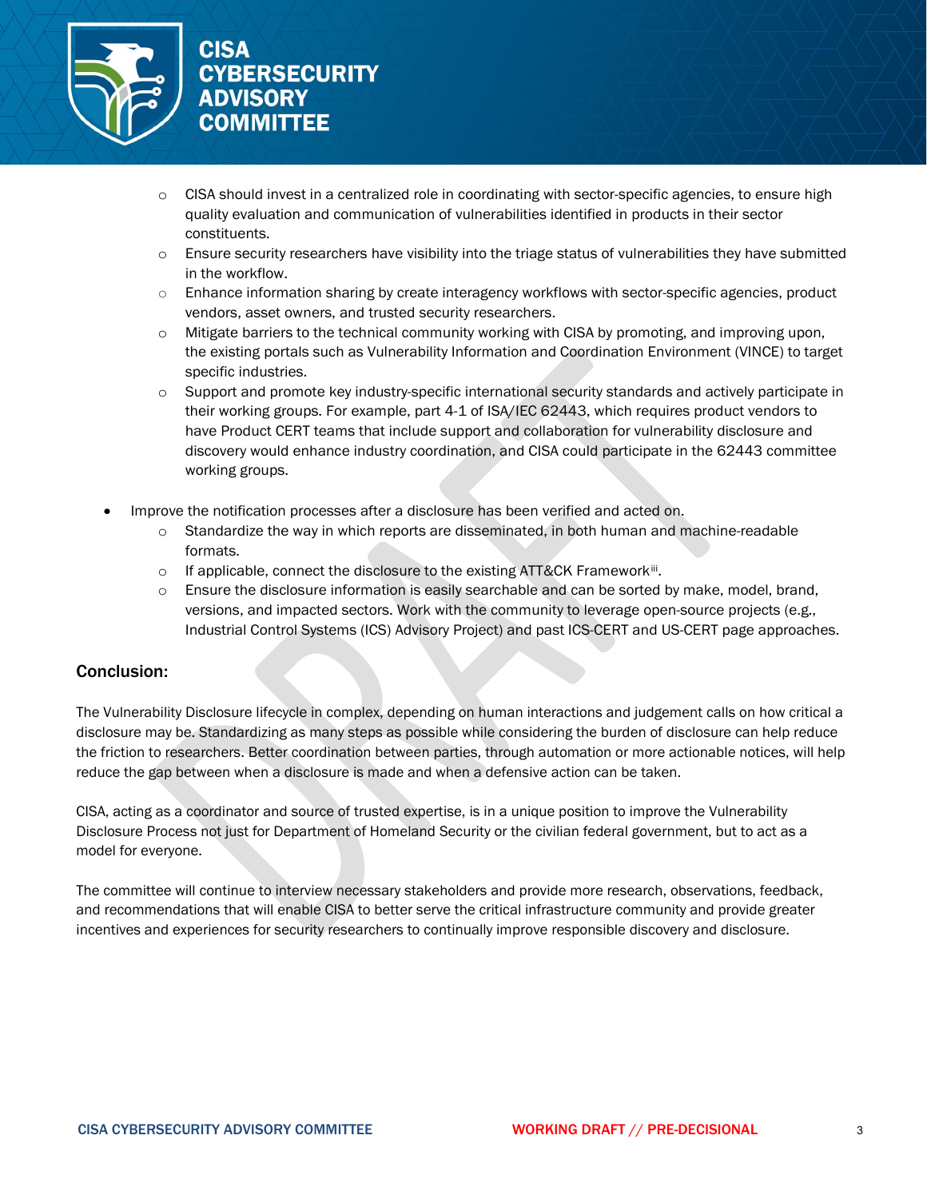- CISA should invest in a centralized role in coordinating with sector-specific agencies, to ensure high quality evaluation and communication of vulnerabilities identified in products in their sector constituents.
  - Ensure security researchers have visibility into the triage status of vulnerabilities they have submitted in the workflow.
  - Enhance information sharing by create interagency workflows with sector-specific agencies, product vendors, asset owners, and trusted security researchers.
  - Mitigate barriers to the technical community working with CISA by promoting, and improving upon, the existing portals such as Vulnerability Information and Coordination Environment (VINCE) to target specific industries.
  - Support and promote key industry-specific international security standards and actively participate in their working groups. For example, part 4-1 of ISA/IEC 62443, which requires product vendors to have Product CERT teams that include support and collaboration for vulnerability disclosure and discovery would enhance industry coordination, and CISA could participate in the 62443 committee working groups.

- Improve the notification processes after a disclosure has been verified and acted on.
  - Standardize the way in which reports are disseminated, in both human and machine-readable formats.
  - If applicable, connect the disclosure to the existing ATT&CK Framework[iii].
  - Ensure the disclosure information is easily searchable and can be sorted by make, model, brand, versions, and impacted sectors. Work with the community to leverage open-source projects (e.g., Industrial Control Systems (ICS) Advisory Project) and past ICS-CERT and US-CERT page approaches.

## Conclusion:

The Vulnerability Disclosure lifecycle in complex, depending on human interactions and judgement calls on how critical a disclosure may be. Standardizing as many steps as possible while considering the burden of disclosure can help reduce the friction to researchers. Better coordination between parties, through automation or more actionable notices, will help reduce the gap between when a disclosure is made and when a defensive action can be taken.

CISA, acting as a coordinator and source of trusted expertise, is in a unique position to improve the Vulnerability Disclosure Process not just for Department of Homeland Security or the civilian federal government, but to act as a model for everyone.

The committee will continue to interview necessary stakeholders and provide more research, observations, feedback, and recommendations that will enable CISA to better serve the critical infrastructure community and provide greater incentives and experiences for security researchers to continually improve responsible discovery and disclosure.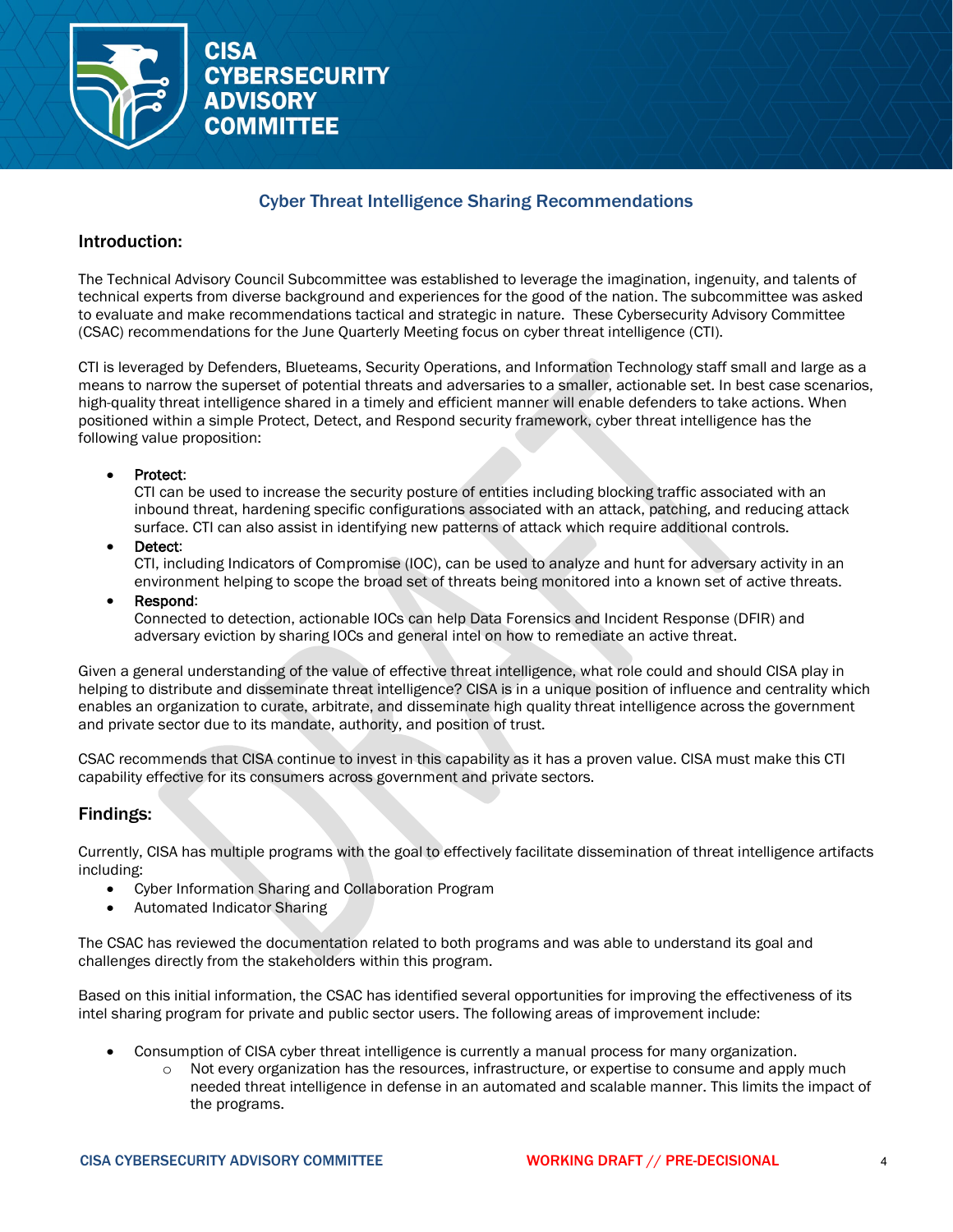# Cyber Threat Intelligence Sharing Recommendations

## Introduction:

The Technical Advisory Council Subcommittee was established to leverage the imagination, ingenuity, and talents of technical experts from diverse background and experiences for the good of the nation. The subcommittee was asked to evaluate and make recommendations tactical and strategic in nature. These Cybersecurity Advisory Committee (CSAC) recommendations for the June Quarterly Meeting focus on cyber threat intelligence (CTI).

CTI is leveraged by Defenders, Blueteams, Security Operations, and Information Technology staff small and large as a means to narrow the superset of potential threats and adversaries to a smaller, actionable set. In best case scenarios, high-quality threat intelligence shared in a timely and efficient manner will enable defenders to take actions. When positioned within a simple Protect, Detect, and Respond security framework, cyber threat intelligence has the following value proposition:

- Protect:
  CTI can be used to increase the security posture of entities including blocking traffic associated with an inbound threat, hardening specific configurations associated with an attack, patching, and reducing attack surface. CTI can also assist in identifying new patterns of attack which require additional controls.
- Detect:
  CTI, including Indicators of Compromise (IOC), can be used to analyze and hunt for adversary activity in an environment helping to scope the broad set of threats being monitored into a known set of active threats.
- Respond:
  Connected to detection, actionable IOCs can help Data Forensics and Incident Response (DFIR) and adversary eviction by sharing IOCs and general intel on how to remediate an active threat.

Given a general understanding of the value of effective threat intelligence, what role could and should CISA play in helping to distribute and disseminate threat intelligence? CISA is in a unique position of influence and centrality which enables an organization to curate, arbitrate, and disseminate high quality threat intelligence across the government and private sector due to its mandate, authority, and position of trust.

CSAC recommends that CISA continue to invest in this capability as it has a proven value. CISA must make this CTI capability effective for its consumers across government and private sectors.

## Findings:

Currently, CISA has multiple programs with the goal to effectively facilitate dissemination of threat intelligence artifacts including:

- Cyber Information Sharing and Collaboration Program
- Automated Indicator Sharing

The CSAC has reviewed the documentation related to both programs and was able to understand its goal and challenges directly from the stakeholders within this program.

Based on this initial information, the CSAC has identified several opportunities for improving the effectiveness of its intel sharing program for private and public sector users. The following areas of improvement include:

- Consumption of CISA cyber threat intelligence is currently a manual process for many organization.
  - Not every organization has the resources, infrastructure, or expertise to consume and apply much needed threat intelligence in defense in an automated and scalable manner. This limits the impact of the programs.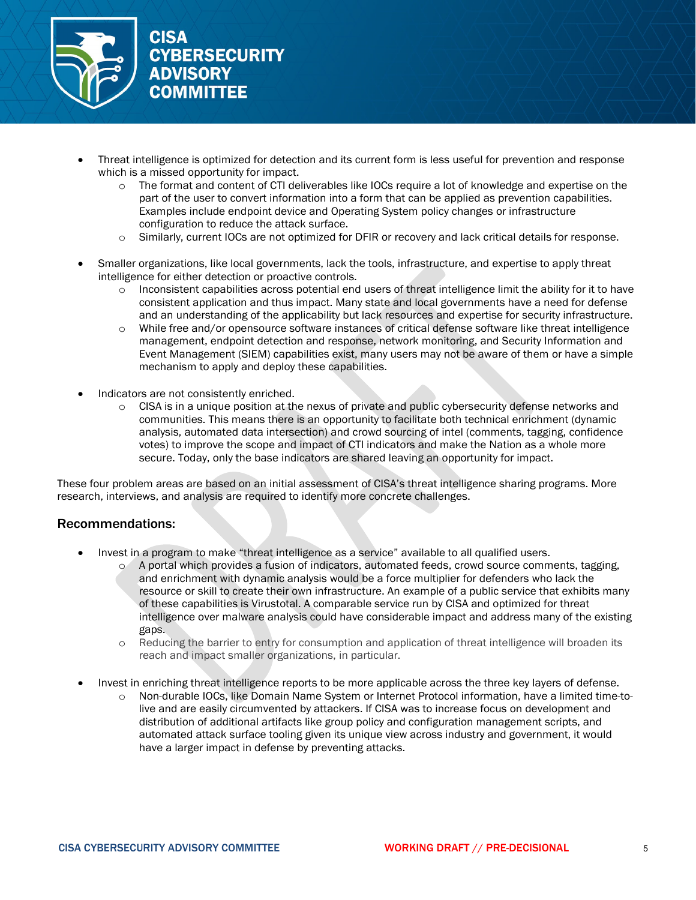- Threat intelligence is optimized for detection and its current form is less useful for prevention and response which is a missed opportunity for impact.
  - The format and content of CTI deliverables like IOCs require a lot of knowledge and expertise on the part of the user to convert information into a form that can be applied as prevention capabilities. Examples include endpoint device and Operating System policy changes or infrastructure configuration to reduce the attack surface.
  - Similarly, current IOCs are not optimized for DFIR or recovery and lack critical details for response.

- Smaller organizations, like local governments, lack the tools, infrastructure, and expertise to apply threat intelligence for either detection or proactive controls.
  - Inconsistent capabilities across potential end users of threat intelligence limit the ability for it to have consistent application and thus impact. Many state and local governments have a need for defense and an understanding of the applicability but lack resources and expertise for security infrastructure.
  - While free and/or opensource software instances of critical defense software like threat intelligence management, endpoint detection and response, network monitoring, and Security Information and Event Management (SIEM) capabilities exist, many users may not be aware of them or have a simple mechanism to apply and deploy these capabilities.

- Indicators are not consistently enriched.
  - CISA is in a unique position at the nexus of private and public cybersecurity defense networks and communities. This means there is an opportunity to facilitate both technical enrichment (dynamic analysis, automated data intersection) and crowd sourcing of intel (comments, tagging, confidence votes) to improve the scope and impact of CTI indicators and make the Nation as a whole more secure. Today, only the base indicators are shared leaving an opportunity for impact.

These four problem areas are based on an initial assessment of CISA's threat intelligence sharing programs. More research, interviews, and analysis are required to identify more concrete challenges.

## Recommendations:

- Invest in a program to make "threat intelligence as a service" available to all qualified users.
  - A portal which provides a fusion of indicators, automated feeds, crowd source comments, tagging, and enrichment with dynamic analysis would be a force multiplier for defenders who lack the resource or skill to create their own infrastructure. An example of a public service that exhibits many of these capabilities is Virustotal. A comparable service run by CISA and optimized for threat intelligence over malware analysis could have considerable impact and address many of the existing gaps.
  - Reducing the barrier to entry for consumption and application of threat intelligence will broaden its reach and impact smaller organizations, in particular.

- Invest in enriching threat intelligence reports to be more applicable across the three key layers of defense.
  - Non-durable IOCs, like Domain Name System or Internet Protocol information, have a limited time-to-live and are easily circumvented by attackers. If CISA was to increase focus on development and distribution of additional artifacts like group policy and configuration management scripts, and automated attack surface tooling given its unique view across industry and government, it would have a larger impact in defense by preventing attacks.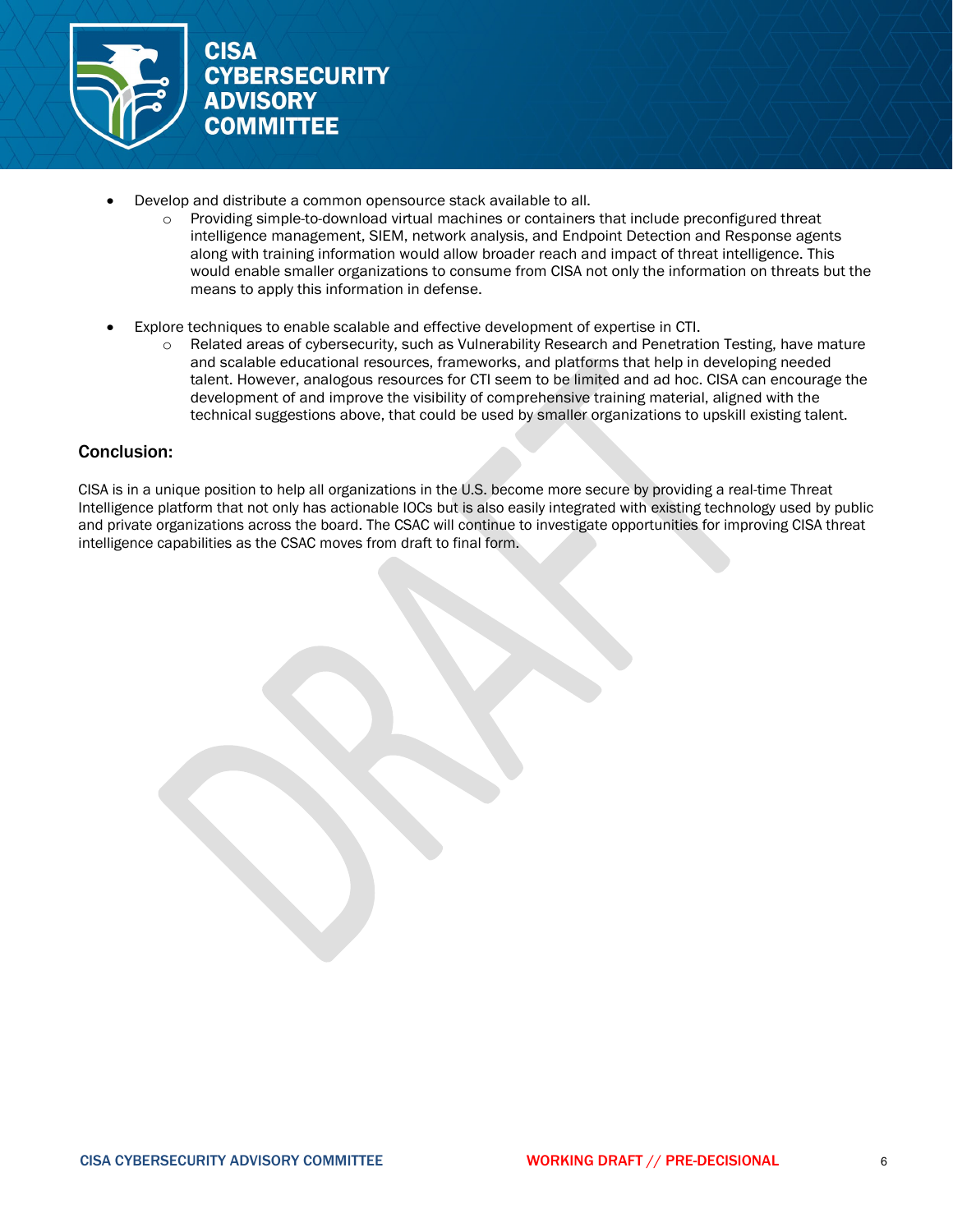- Develop and distribute a common opensource stack available to all.
  - Providing simple-to-download virtual machines or containers that include preconfigured threat intelligence management, SIEM, network analysis, and Endpoint Detection and Response agents along with training information would allow broader reach and impact of threat intelligence. This would enable smaller organizations to consume from CISA not only the information on threats but the means to apply this information in defense.

- Explore techniques to enable scalable and effective development of expertise in CTI.
  - Related areas of cybersecurity, such as Vulnerability Research and Penetration Testing, have mature and scalable educational resources, frameworks, and platforms that help in developing needed talent. However, analogous resources for CTI seem to be limited and ad hoc. CISA can encourage the development of and improve the visibility of comprehensive training material, aligned with the technical suggestions above, that could be used by smaller organizations to upskill existing talent.

## Conclusion:

CISA is in a unique position to help all organizations in the U.S. become more secure by providing a real-time Threat Intelligence platform that not only has actionable IOCs but is also easily integrated with existing technology used by public and private organizations across the board. The CSAC will continue to investigate opportunities for improving CISA threat intelligence capabilities as the CSAC moves from draft to final form.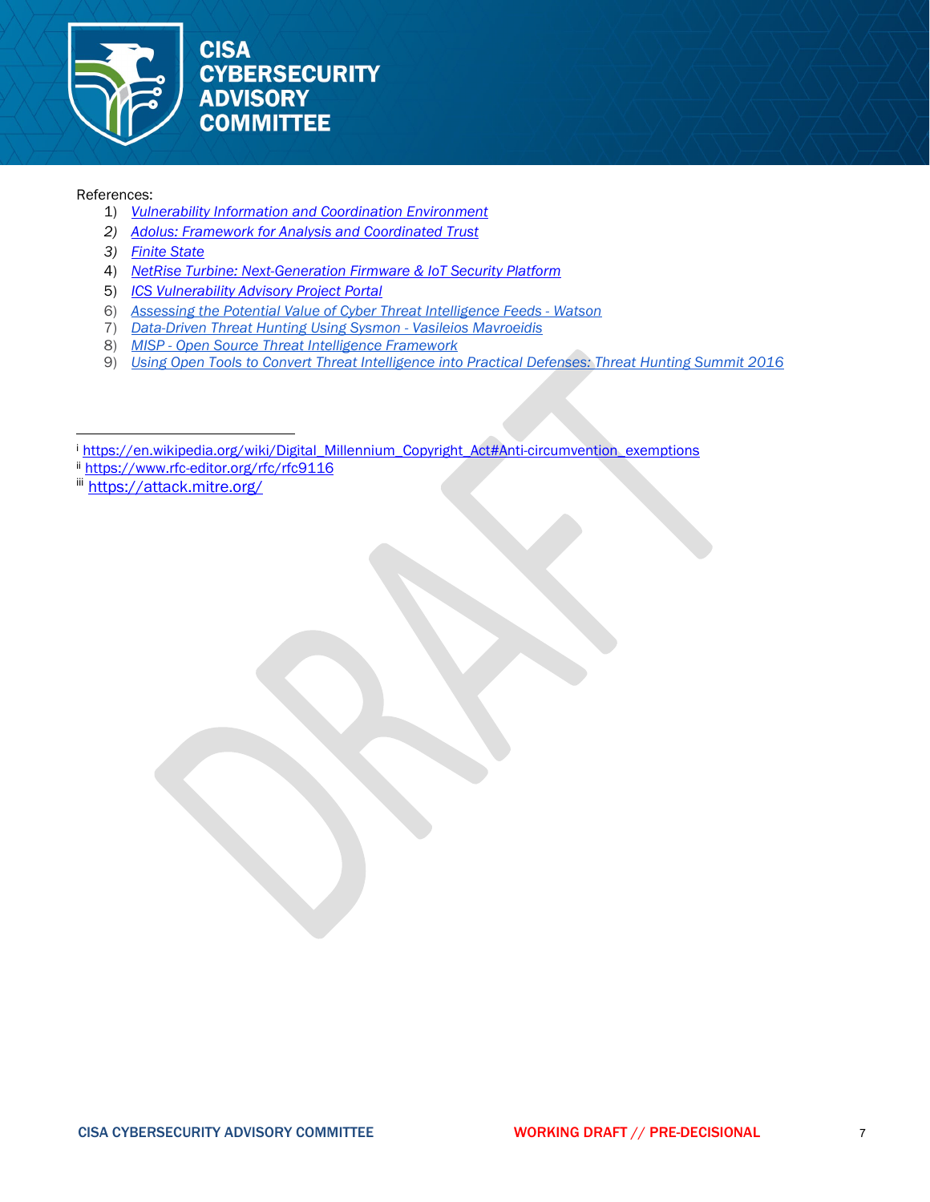References:

1) *Vulnerability Information and Coordination Environment*
2) *Adolus: Framework for Analysis and Coordinated Trust*
3) *Finite State*
4) *NetRise Turbine: Next-Generation Firmware & IoT Security Platform*
5) *ICS Vulnerability Advisory Project Portal*
6) *Assessing the Potential Value of Cyber Threat Intelligence Feeds - Watson*
7) *Data-Driven Threat Hunting Using Sysmon - Vasileios Mavroeidis*
8) *MISP - Open Source Threat Intelligence Framework*
9) *Using Open Tools to Convert Threat Intelligence into Practical Defenses: Threat Hunting Summit 2016*

---

[i] https://en.wikipedia.org/wiki/Digital_Millennium_Copyright_Act#Anti-circumvention_exemptions

[ii] https://www.rfc-editor.org/rfc/rfc9116

[iii] https://attack.mitre.org/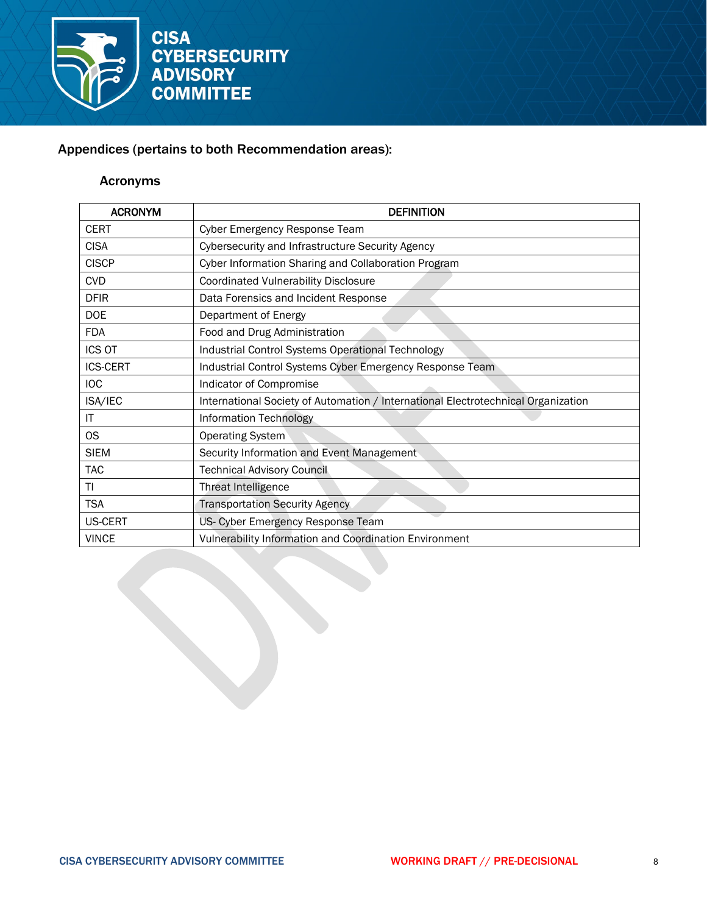## Appendices (pertains to both Recommendation areas):

### Acronyms

| ACRONYM | DEFINITION |
|---|---|
| CERT | Cyber Emergency Response Team |
| CISA | Cybersecurity and Infrastructure Security Agency |
| CISCP | Cyber Information Sharing and Collaboration Program |
| CVD | Coordinated Vulnerability Disclosure |
| DFIR | Data Forensics and Incident Response |
| DOE | Department of Energy |
| FDA | Food and Drug Administration |
| ICS OT | Industrial Control Systems Operational Technology |
| ICS-CERT | Industrial Control Systems Cyber Emergency Response Team |
| IOC | Indicator of Compromise |
| ISA/IEC | International Society of Automation / International Electrotechnical Organization |
| IT | Information Technology |
| OS | Operating System |
| SIEM | Security Information and Event Management |
| TAC | Technical Advisory Council |
| TI | Threat Intelligence |
| TSA | Transportation Security Agency |
| US-CERT | US- Cyber Emergency Response Team |
| VINCE | Vulnerability Information and Coordination Environment |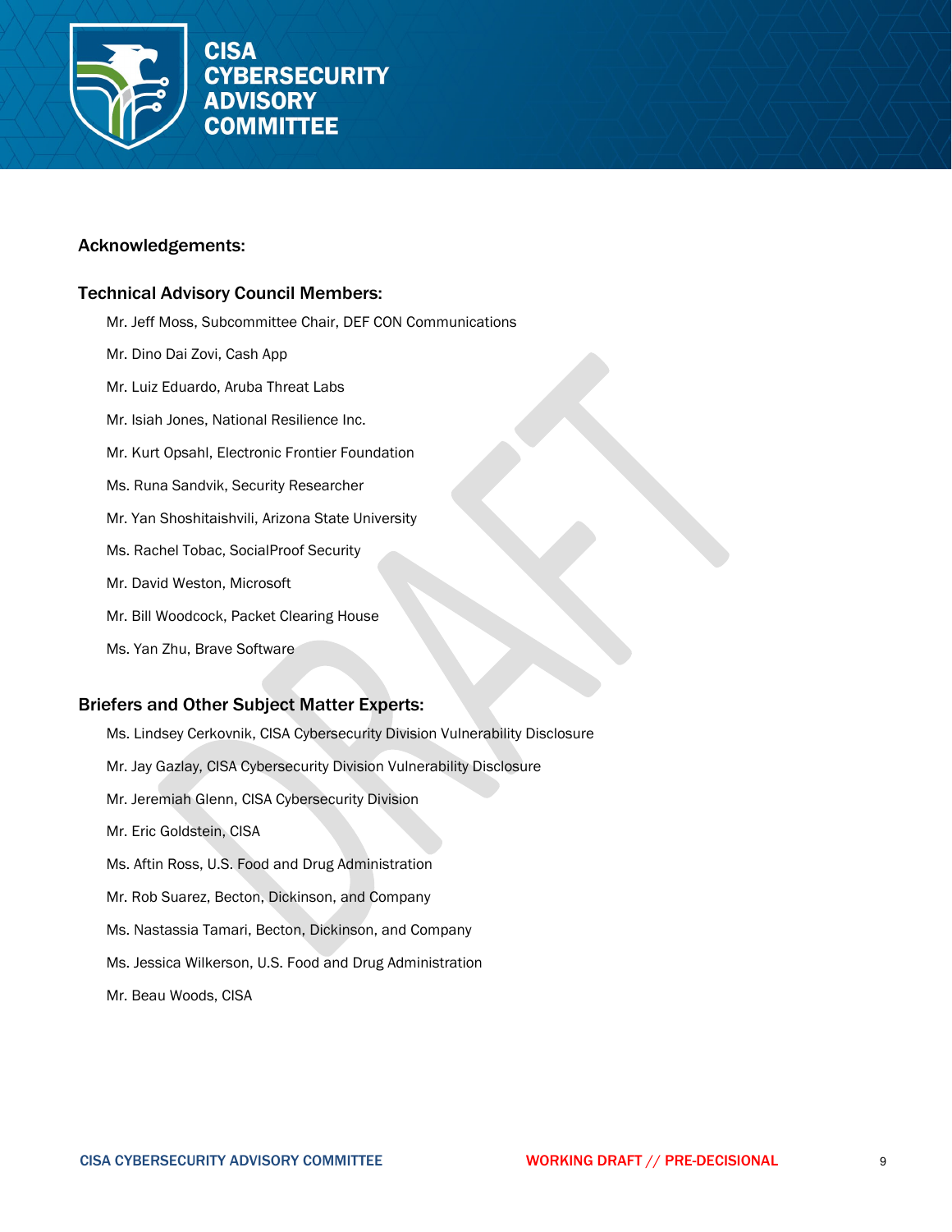## Acknowledgements:

### Technical Advisory Council Members:

Mr. Jeff Moss, Subcommittee Chair, DEF CON Communications

Mr. Dino Dai Zovi, Cash App

Mr. Luiz Eduardo, Aruba Threat Labs

Mr. Isiah Jones, National Resilience Inc.

Mr. Kurt Opsahl, Electronic Frontier Foundation

Ms. Runa Sandvik, Security Researcher

Mr. Yan Shoshitaishvili, Arizona State University

Ms. Rachel Tobac, SocialProof Security

Mr. David Weston, Microsoft

Mr. Bill Woodcock, Packet Clearing House

Ms. Yan Zhu, Brave Software

### Briefers and Other Subject Matter Experts:

Ms. Lindsey Cerkovnik, CISA Cybersecurity Division Vulnerability Disclosure

Mr. Jay Gazlay, CISA Cybersecurity Division Vulnerability Disclosure

Mr. Jeremiah Glenn, CISA Cybersecurity Division

Mr. Eric Goldstein, CISA

Ms. Aftin Ross, U.S. Food and Drug Administration

Mr. Rob Suarez, Becton, Dickinson, and Company

Ms. Nastassia Tamari, Becton, Dickinson, and Company

Ms. Jessica Wilkerson, U.S. Food and Drug Administration

Mr. Beau Woods, CISA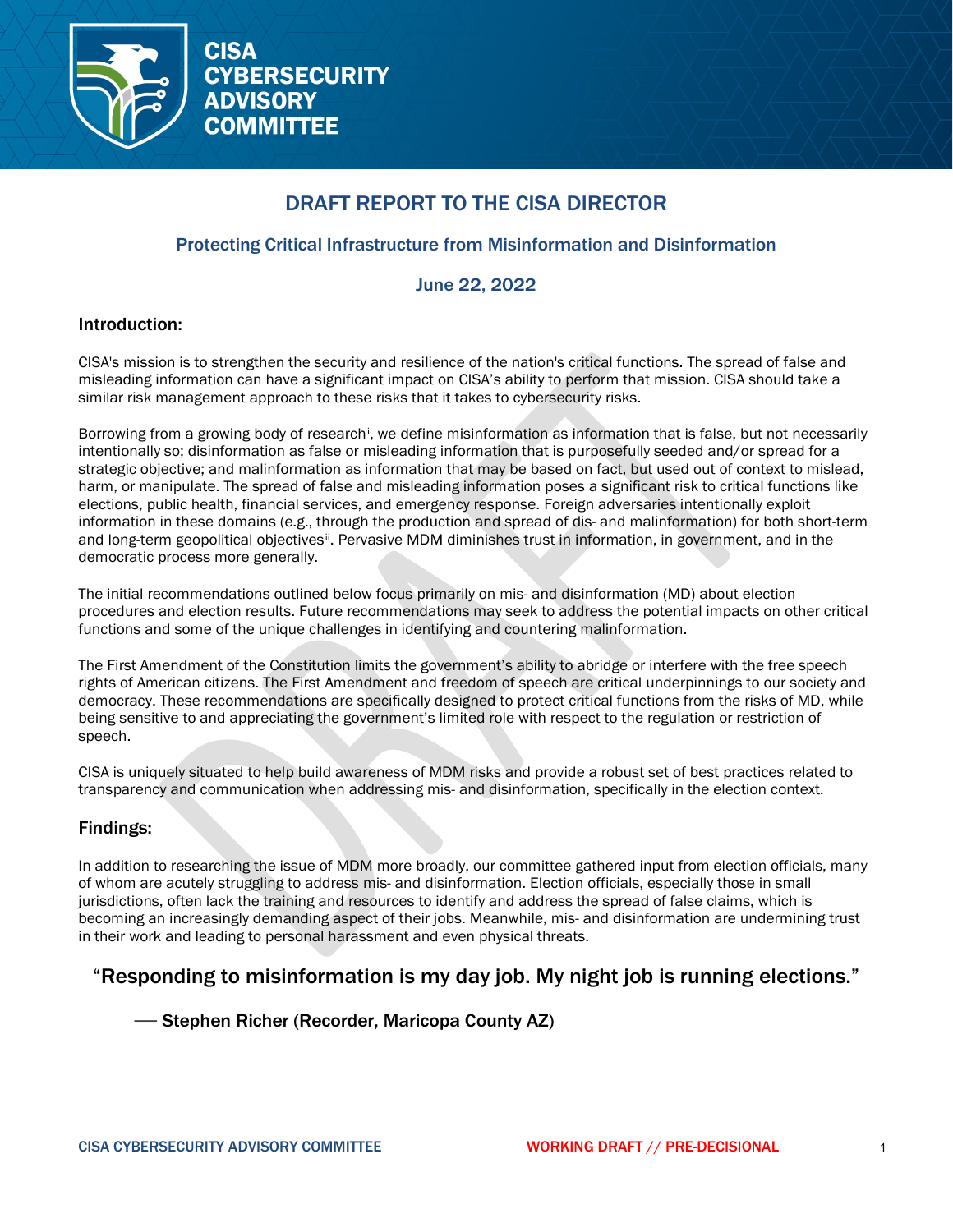# DRAFT REPORT TO THE CISA DIRECTOR

## Protecting Critical Infrastructure from Misinformation and Disinformation

## June 22, 2022

### Introduction:

CISA's mission is to strengthen the security and resilience of the nation's critical functions. The spread of false and misleading information can have a significant impact on CISA's ability to perform that mission. CISA should take a similar risk management approach to these risks that it takes to cybersecurity risks.

Borrowing from a growing body of research[i], we define misinformation as information that is false, but not necessarily intentionally so; disinformation as false or misleading information that is purposefully seeded and/or spread for a strategic objective; and malinformation as information that may be based on fact, but used out of context to mislead, harm, or manipulate. The spread of false and misleading information poses a significant risk to critical functions like elections, public health, financial services, and emergency response. Foreign adversaries intentionally exploit information in these domains (e.g., through the production and spread of dis- and malinformation) for both short-term and long-term geopolitical objectives[ii]. Pervasive MDM diminishes trust in information, in government, and in the democratic process more generally.

The initial recommendations outlined below focus primarily on mis- and disinformation (MD) about election procedures and election results. Future recommendations may seek to address the potential impacts on other critical functions and some of the unique challenges in identifying and countering malinformation.

The First Amendment of the Constitution limits the government's ability to abridge or interfere with the free speech rights of American citizens. The First Amendment and freedom of speech are critical underpinnings to our society and democracy. These recommendations are specifically designed to protect critical functions from the risks of MD, while being sensitive to and appreciating the government's limited role with respect to the regulation or restriction of speech.

CISA is uniquely situated to help build awareness of MDM risks and provide a robust set of best practices related to transparency and communication when addressing mis- and disinformation, specifically in the election context.

### Findings:

In addition to researching the issue of MDM more broadly, our committee gathered input from election officials, many of whom are acutely struggling to address mis- and disinformation. Election officials, especially those in small jurisdictions, often lack the training and resources to identify and address the spread of false claims, which is becoming an increasingly demanding aspect of their jobs. Meanwhile, mis- and disinformation are undermining trust in their work and leading to personal harassment and even physical threats.

> "Responding to misinformation is my day job. My night job is running elections."
>
> — Stephen Richer (Recorder, Maricopa County AZ)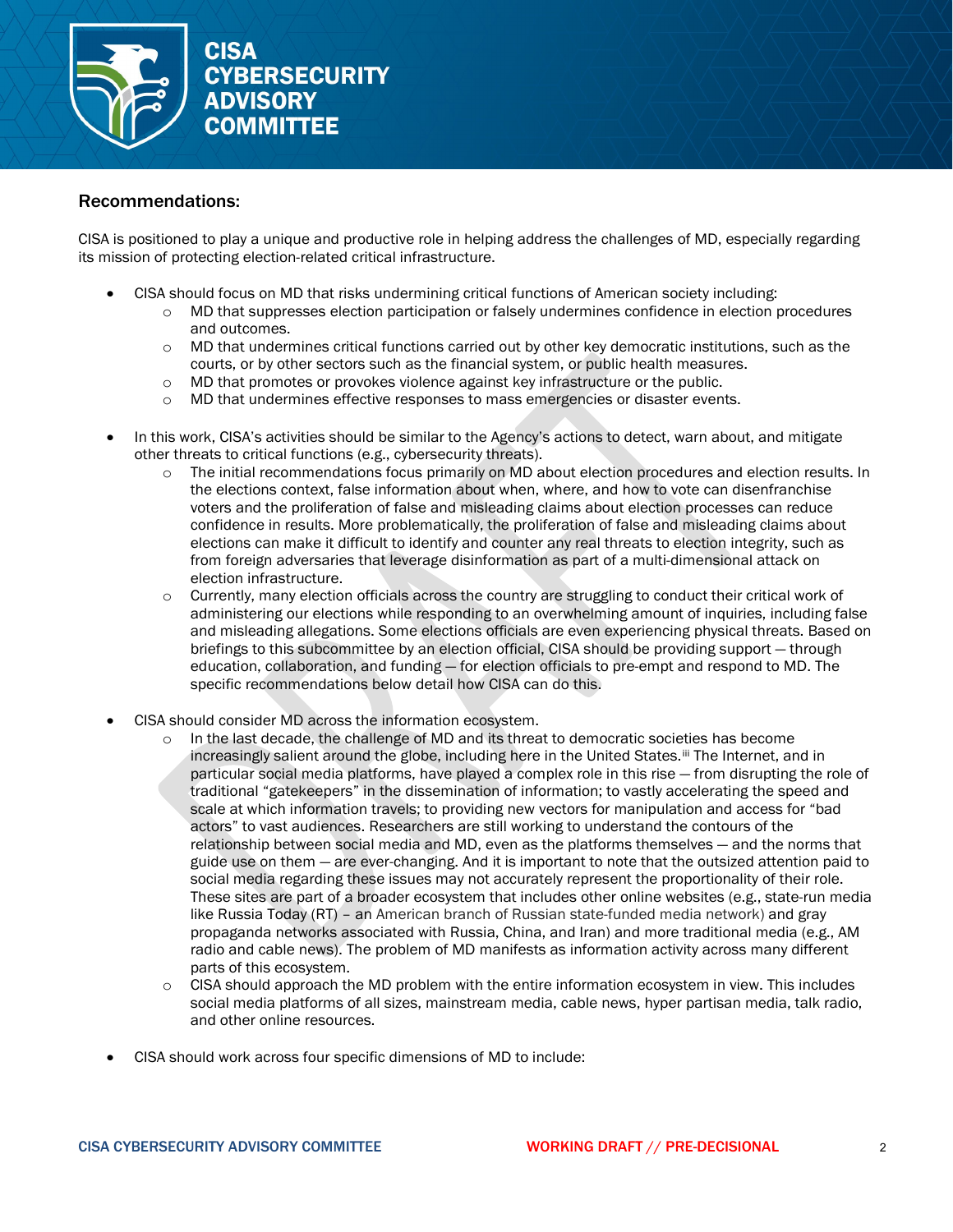## Recommendations:

CISA is positioned to play a unique and productive role in helping address the challenges of MD, especially regarding its mission of protecting election-related critical infrastructure.

- CISA should focus on MD that risks undermining critical functions of American society including:
  - MD that suppresses election participation or falsely undermines confidence in election procedures and outcomes.
  - MD that undermines critical functions carried out by other key democratic institutions, such as the courts, or by other sectors such as the financial system, or public health measures.
  - MD that promotes or provokes violence against key infrastructure or the public.
  - MD that undermines effective responses to mass emergencies or disaster events.

- In this work, CISA's activities should be similar to the Agency's actions to detect, warn about, and mitigate other threats to critical functions (e.g., cybersecurity threats).
  - The initial recommendations focus primarily on MD about election procedures and election results. In the elections context, false information about when, where, and how to vote can disenfranchise voters and the proliferation of false and misleading claims about election processes can reduce confidence in results. More problematically, the proliferation of false and misleading claims about elections can make it difficult to identify and counter any real threats to election integrity, such as from foreign adversaries that leverage disinformation as part of a multi-dimensional attack on election infrastructure.
  - Currently, many election officials across the country are struggling to conduct their critical work of administering our elections while responding to an overwhelming amount of inquiries, including false and misleading allegations. Some elections officials are even experiencing physical threats. Based on briefings to this subcommittee by an election official, CISA should be providing support — through education, collaboration, and funding — for election officials to pre-empt and respond to MD. The specific recommendations below detail how CISA can do this.

- CISA should consider MD across the information ecosystem.
  - In the last decade, the challenge of MD and its threat to democratic societies has become increasingly salient around the globe, including here in the United States.[iii] The Internet, and in particular social media platforms, have played a complex role in this rise — from disrupting the role of traditional "gatekeepers" in the dissemination of information; to vastly accelerating the speed and scale at which information travels; to providing new vectors for manipulation and access for "bad actors" to vast audiences. Researchers are still working to understand the contours of the relationship between social media and MD, even as the platforms themselves — and the norms that guide use on them — are ever-changing. And it is important to note that the outsized attention paid to social media regarding these issues may not accurately represent the proportionality of their role. These sites are part of a broader ecosystem that includes other online websites (e.g., state-run media like Russia Today (RT) – an American branch of Russian state-funded media network) and gray propaganda networks associated with Russia, China, and Iran) and more traditional media (e.g., AM radio and cable news). The problem of MD manifests as information activity across many different parts of this ecosystem.
  - CISA should approach the MD problem with the entire information ecosystem in view. This includes social media platforms of all sizes, mainstream media, cable news, hyper partisan media, talk radio, and other online resources.

- CISA should work across four specific dimensions of MD to include: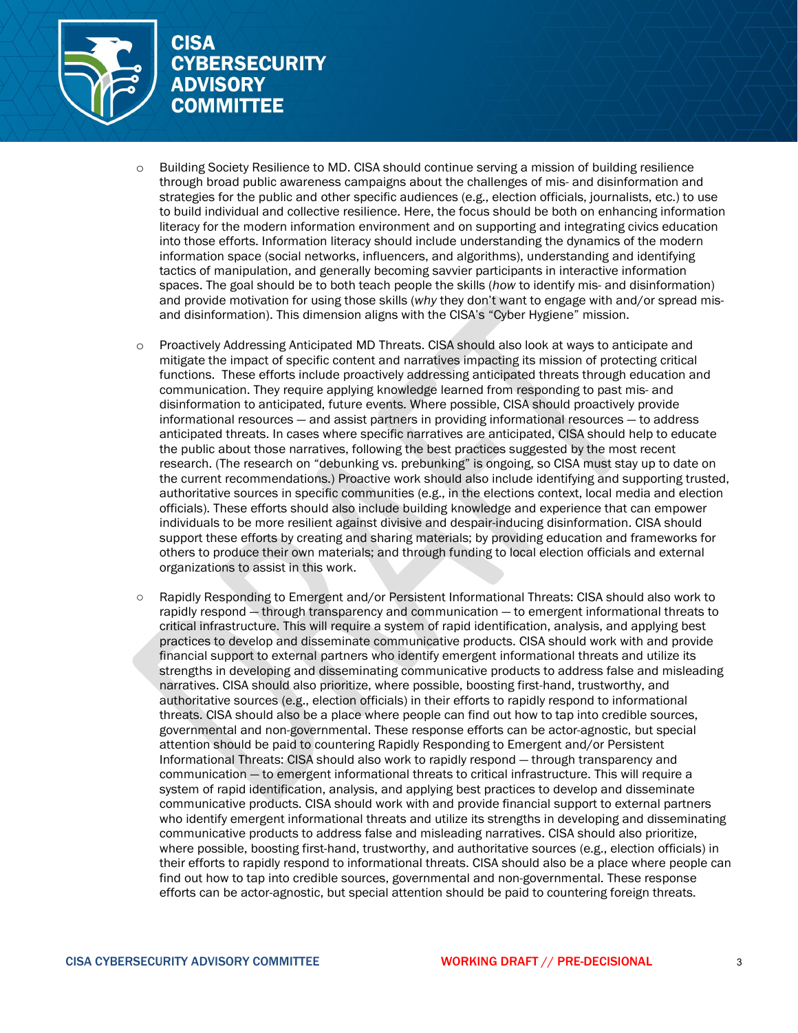- Building Society Resilience to MD. CISA should continue serving a mission of building resilience through broad public awareness campaigns about the challenges of mis- and disinformation and strategies for the public and other specific audiences (e.g., election officials, journalists, etc.) to use to build individual and collective resilience. Here, the focus should be both on enhancing information literacy for the modern information environment and on supporting and integrating civics education into those efforts. Information literacy should include understanding the dynamics of the modern information space (social networks, influencers, and algorithms), understanding and identifying tactics of manipulation, and generally becoming savvier participants in interactive information spaces. The goal should be to both teach people the skills (*how* to identify mis- and disinformation) and provide motivation for using those skills (*why* they don't want to engage with and/or spread mis- and disinformation). This dimension aligns with the CISA's "Cyber Hygiene" mission.

- Proactively Addressing Anticipated MD Threats. CISA should also look at ways to anticipate and mitigate the impact of specific content and narratives impacting its mission of protecting critical functions. These efforts include proactively addressing anticipated threats through education and communication. They require applying knowledge learned from responding to past mis- and disinformation to anticipated, future events. Where possible, CISA should proactively provide informational resources — and assist partners in providing informational resources — to address anticipated threats. In cases where specific narratives are anticipated, CISA should help to educate the public about those narratives, following the best practices suggested by the most recent research. (The research on "debunking vs. prebunking" is ongoing, so CISA must stay up to date on the current recommendations.) Proactive work should also include identifying and supporting trusted, authoritative sources in specific communities (e.g., in the elections context, local media and election officials). These efforts should also include building knowledge and experience that can empower individuals to be more resilient against divisive and despair-inducing disinformation. CISA should support these efforts by creating and sharing materials; by providing education and frameworks for others to produce their own materials; and through funding to local election officials and external organizations to assist in this work.

- Rapidly Responding to Emergent and/or Persistent Informational Threats: CISA should also work to rapidly respond — through transparency and communication — to emergent informational threats to critical infrastructure. This will require a system of rapid identification, analysis, and applying best practices to develop and disseminate communicative products. CISA should work with and provide financial support to external partners who identify emergent informational threats and utilize its strengths in developing and disseminating communicative products to address false and misleading narratives. CISA should also prioritize, where possible, boosting first-hand, trustworthy, and authoritative sources (e.g., election officials) in their efforts to rapidly respond to informational threats. CISA should also be a place where people can find out how to tap into credible sources, governmental and non-governmental. These response efforts can be actor-agnostic, but special attention should be paid to countering Rapidly Responding to Emergent and/or Persistent Informational Threats: CISA should also work to rapidly respond — through transparency and communication — to emergent informational threats to critical infrastructure. This will require a system of rapid identification, analysis, and applying best practices to develop and disseminate communicative products. CISA should work with and provide financial support to external partners who identify emergent informational threats and utilize its strengths in developing and disseminating communicative products to address false and misleading narratives. CISA should also prioritize, where possible, boosting first-hand, trustworthy, and authoritative sources (e.g., election officials) in their efforts to rapidly respond to informational threats. CISA should also be a place where people can find out how to tap into credible sources, governmental and non-governmental. These response efforts can be actor-agnostic, but special attention should be paid to countering foreign threats.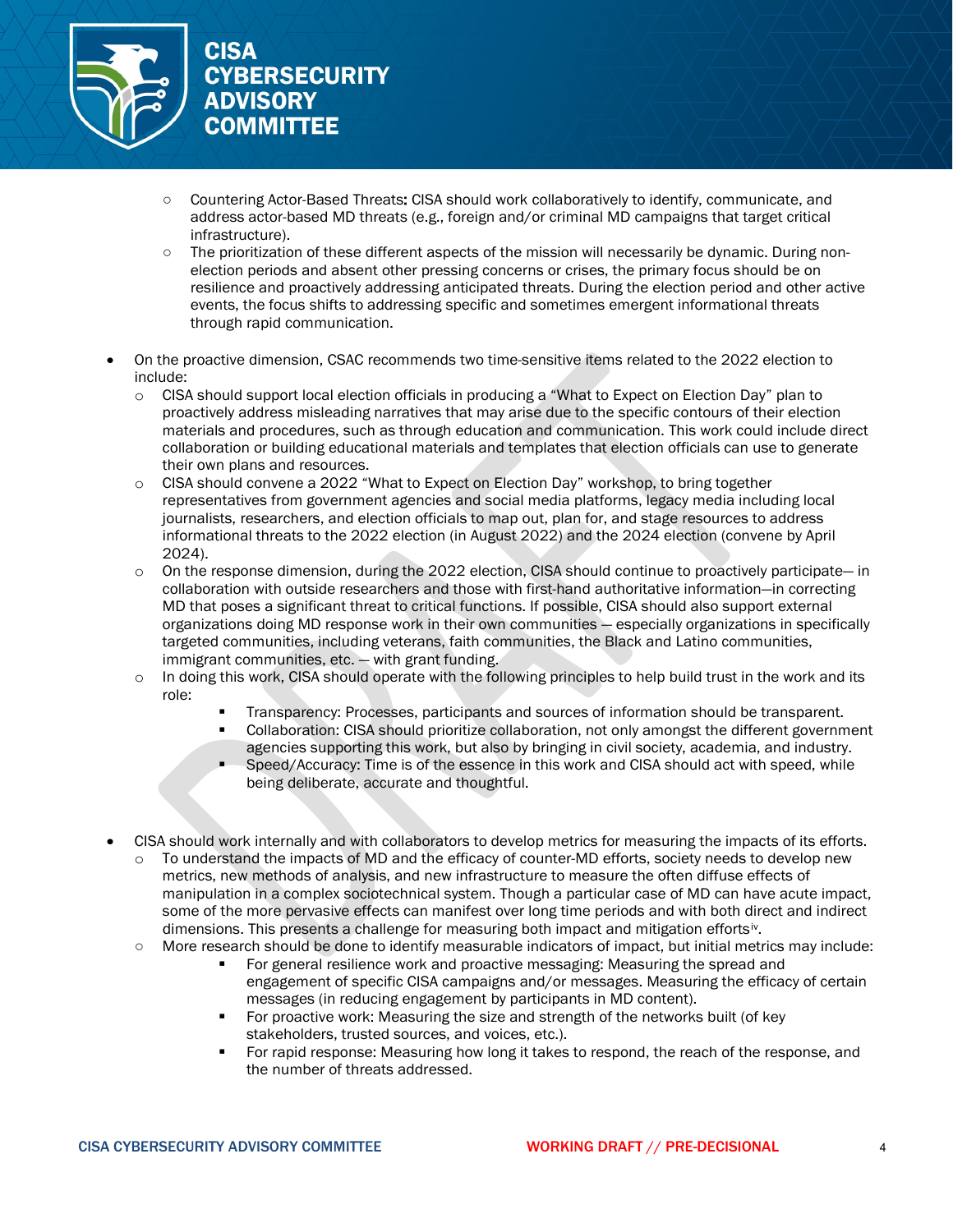- Countering Actor-Based Threats**:** CISA should work collaboratively to identify, communicate, and address actor-based MD threats (e.g., foreign and/or criminal MD campaigns that target critical infrastructure).
    - The prioritization of these different aspects of the mission will necessarily be dynamic. During non-election periods and absent other pressing concerns or crises, the primary focus should be on resilience and proactively addressing anticipated threats. During the election period and other active events, the focus shifts to addressing specific and sometimes emergent informational threats through rapid communication.

- On the proactive dimension, CSAC recommends two time-sensitive items related to the 2022 election to include:
    - CISA should support local election officials in producing a "What to Expect on Election Day" plan to proactively address misleading narratives that may arise due to the specific contours of their election materials and procedures, such as through education and communication. This work could include direct collaboration or building educational materials and templates that election officials can use to generate their own plans and resources.
    - CISA should convene a 2022 "What to Expect on Election Day" workshop, to bring together representatives from government agencies and social media platforms, legacy media including local journalists, researchers, and election officials to map out, plan for, and stage resources to address informational threats to the 2022 election (in August 2022) and the 2024 election (convene by April 2024).
    - On the response dimension, during the 2022 election, CISA should continue to proactively participate— in collaboration with outside researchers and those with first-hand authoritative information—in correcting MD that poses a significant threat to critical functions. If possible, CISA should also support external organizations doing MD response work in their own communities — especially organizations in specifically targeted communities, including veterans, faith communities, the Black and Latino communities, immigrant communities, etc. — with grant funding.
    - In doing this work, CISA should operate with the following principles to help build trust in the work and its role:
        - Transparency: Processes, participants and sources of information should be transparent.
        - Collaboration: CISA should prioritize collaboration, not only amongst the different government agencies supporting this work, but also by bringing in civil society, academia, and industry.
        - Speed/Accuracy: Time is of the essence in this work and CISA should act with speed, while being deliberate, accurate and thoughtful.

- CISA should work internally and with collaborators to develop metrics for measuring the impacts of its efforts.
    - To understand the impacts of MD and the efficacy of counter-MD efforts, society needs to develop new metrics, new methods of analysis, and new infrastructure to measure the often diffuse effects of manipulation in a complex sociotechnical system. Though a particular case of MD can have acute impact, some of the more pervasive effects can manifest over long time periods and with both direct and indirect dimensions. This presents a challenge for measuring both impact and mitigation efforts[iv].
    - More research should be done to identify measurable indicators of impact, but initial metrics may include:
        - For general resilience work and proactive messaging: Measuring the spread and engagement of specific CISA campaigns and/or messages. Measuring the efficacy of certain messages (in reducing engagement by participants in MD content).
        - For proactive work: Measuring the size and strength of the networks built (of key stakeholders, trusted sources, and voices, etc.).
        - For rapid response: Measuring how long it takes to respond, the reach of the response, and the number of threats addressed.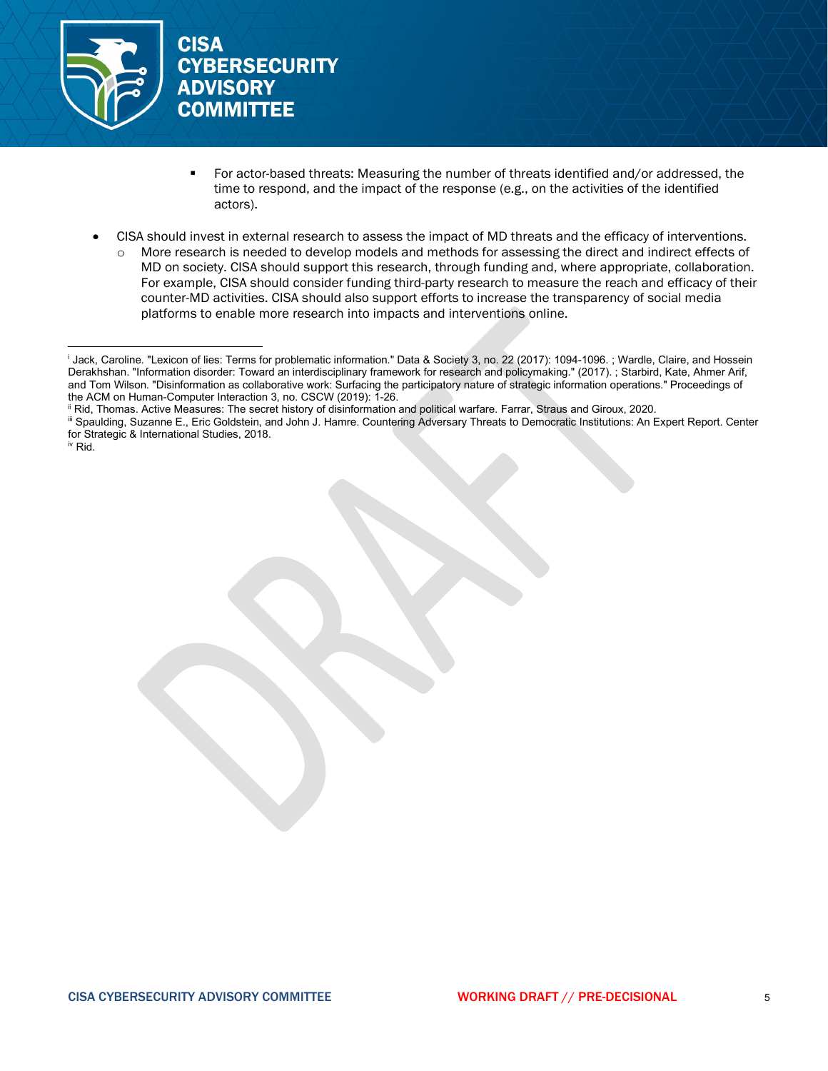- For actor-based threats: Measuring the number of threats identified and/or addressed, the time to respond, and the impact of the response (e.g., on the activities of the identified actors).

- CISA should invest in external research to assess the impact of MD threats and the efficacy of interventions.
    - More research is needed to develop models and methods for assessing the direct and indirect effects of MD on society. CISA should support this research, through funding and, where appropriate, collaboration. For example, CISA should consider funding third-party research to measure the reach and efficacy of their counter-MD activities. CISA should also support efforts to increase the transparency of social media platforms to enable more research into impacts and interventions online.

---

[i] Jack, Caroline. "Lexicon of lies: Terms for problematic information." Data & Society 3, no. 22 (2017): 1094-1096. ; Wardle, Claire, and Hossein Derakhshan. "Information disorder: Toward an interdisciplinary framework for research and policymaking." (2017). ; Starbird, Kate, Ahmer Arif, and Tom Wilson. "Disinformation as collaborative work: Surfacing the participatory nature of strategic information operations." Proceedings of the ACM on Human-Computer Interaction 3, no. CSCW (2019): 1-26.

[ii] Rid, Thomas. Active Measures: The secret history of disinformation and political warfare. Farrar, Straus and Giroux, 2020.

[iii] Spaulding, Suzanne E., Eric Goldstein, and John J. Hamre. Countering Adversary Threats to Democratic Institutions: An Expert Report. Center for Strategic & International Studies, 2018.

[iv] Rid.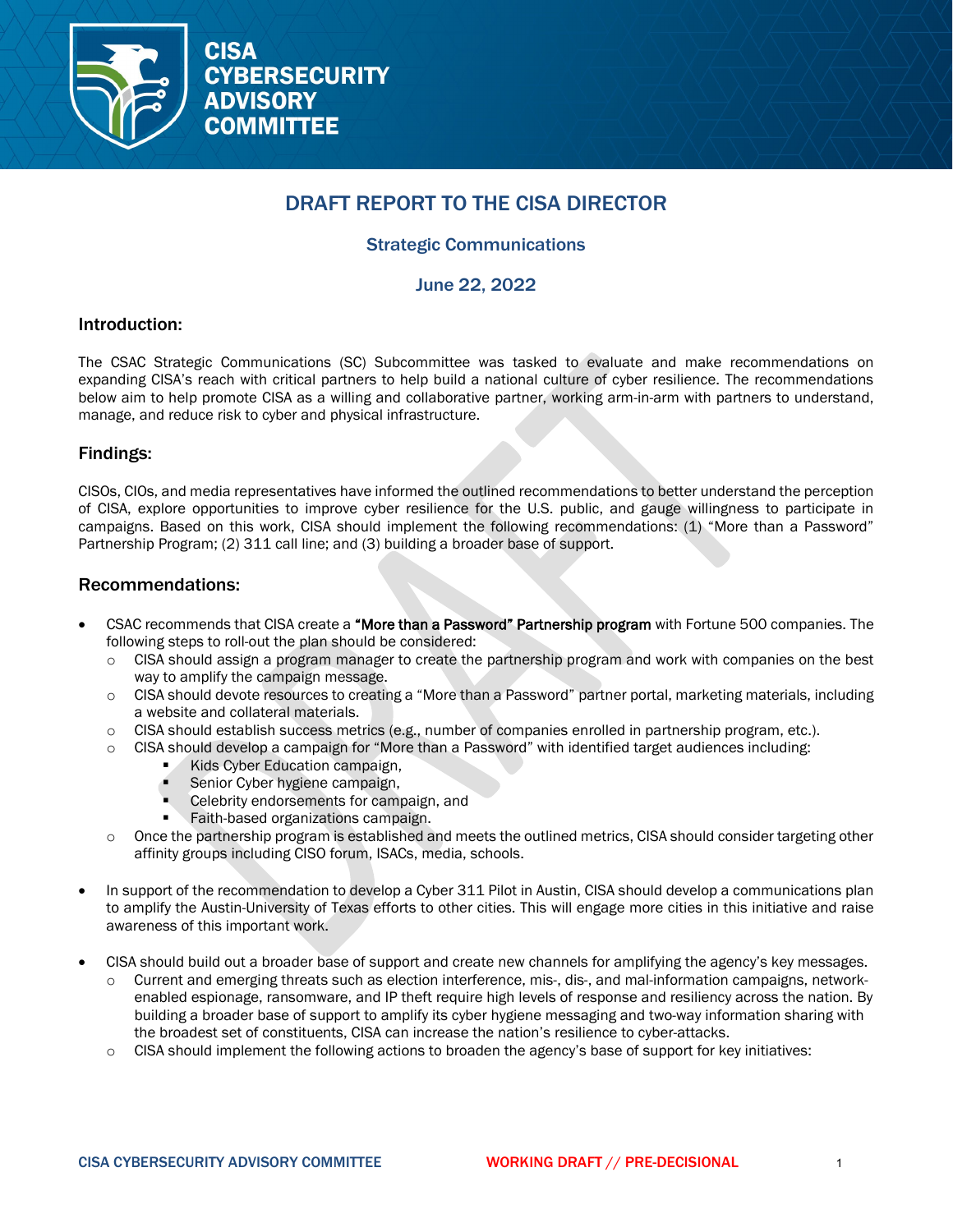# DRAFT REPORT TO THE CISA DIRECTOR

## Strategic Communications

## June 22, 2022

### Introduction:

The CSAC Strategic Communications (SC) Subcommittee was tasked to evaluate and make recommendations on expanding CISA's reach with critical partners to help build a national culture of cyber resilience. The recommendations below aim to help promote CISA as a willing and collaborative partner, working arm-in-arm with partners to understand, manage, and reduce risk to cyber and physical infrastructure.

### Findings:

CISOs, CIOs, and media representatives have informed the outlined recommendations to better understand the perception of CISA, explore opportunities to improve cyber resilience for the U.S. public, and gauge willingness to participate in campaigns. Based on this work, CISA should implement the following recommendations: (1) "More than a Password" Partnership Program; (2) 311 call line; and (3) building a broader base of support.

### Recommendations:

- CSAC recommends that CISA create a **"More than a Password" Partnership program** with Fortune 500 companies. The following steps to roll-out the plan should be considered:
  - CISA should assign a program manager to create the partnership program and work with companies on the best way to amplify the campaign message.
  - CISA should devote resources to creating a "More than a Password" partner portal, marketing materials, including a website and collateral materials.
  - CISA should establish success metrics (e.g., number of companies enrolled in partnership program, etc.).
  - CISA should develop a campaign for "More than a Password" with identified target audiences including:
    - Kids Cyber Education campaign,
    - Senior Cyber hygiene campaign,
    - Celebrity endorsements for campaign, and
    - Faith-based organizations campaign.
  - Once the partnership program is established and meets the outlined metrics, CISA should consider targeting other affinity groups including CISO forum, ISACs, media, schools.

- In support of the recommendation to develop a Cyber 311 Pilot in Austin, CISA should develop a communications plan to amplify the Austin-University of Texas efforts to other cities. This will engage more cities in this initiative and raise awareness of this important work.

- CISA should build out a broader base of support and create new channels for amplifying the agency's key messages.
  - Current and emerging threats such as election interference, mis-, dis-, and mal-information campaigns, network-enabled espionage, ransomware, and IP theft require high levels of response and resiliency across the nation. By building a broader base of support to amplify its cyber hygiene messaging and two-way information sharing with the broadest set of constituents, CISA can increase the nation's resilience to cyber-attacks.
  - CISA should implement the following actions to broaden the agency's base of support for key initiatives: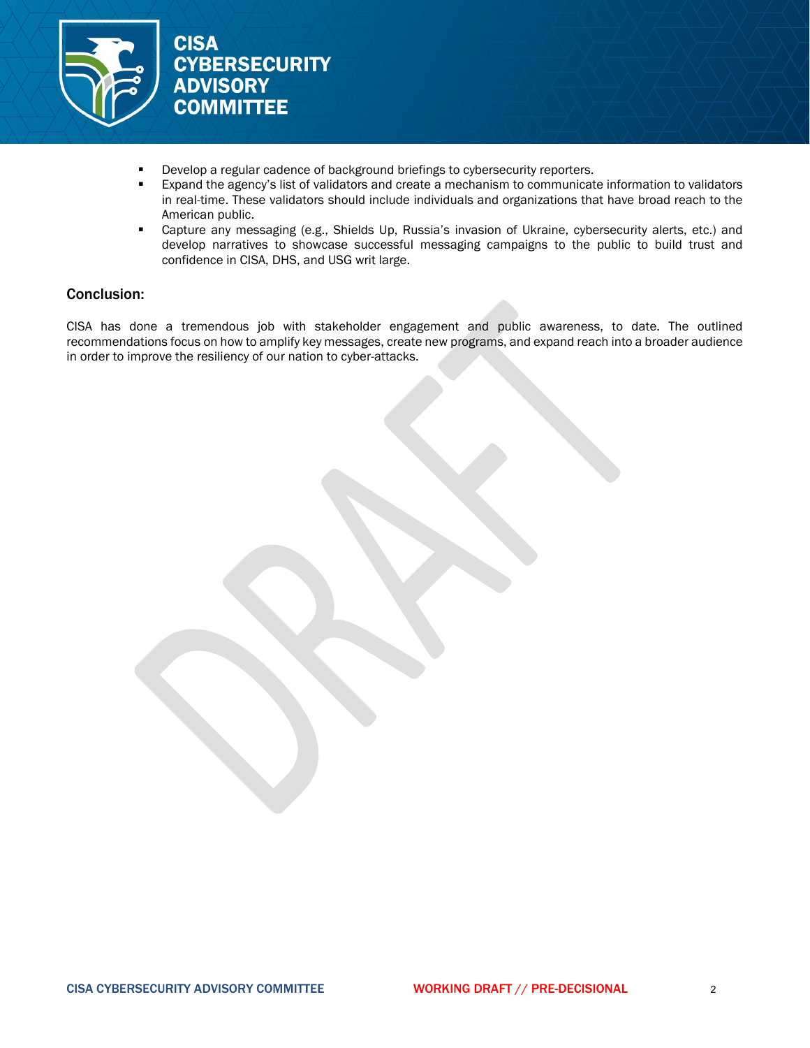- Develop a regular cadence of background briefings to cybersecurity reporters.
- Expand the agency's list of validators and create a mechanism to communicate information to validators in real-time. These validators should include individuals and organizations that have broad reach to the American public.
- Capture any messaging (e.g., Shields Up, Russia's invasion of Ukraine, cybersecurity alerts, etc.) and develop narratives to showcase successful messaging campaigns to the public to build trust and confidence in CISA, DHS, and USG writ large.

## Conclusion:

CISA has done a tremendous job with stakeholder engagement and public awareness, to date. The outlined recommendations focus on how to amplify key messages, create new programs, and expand reach into a broader audience in order to improve the resiliency of our nation to cyber-attacks.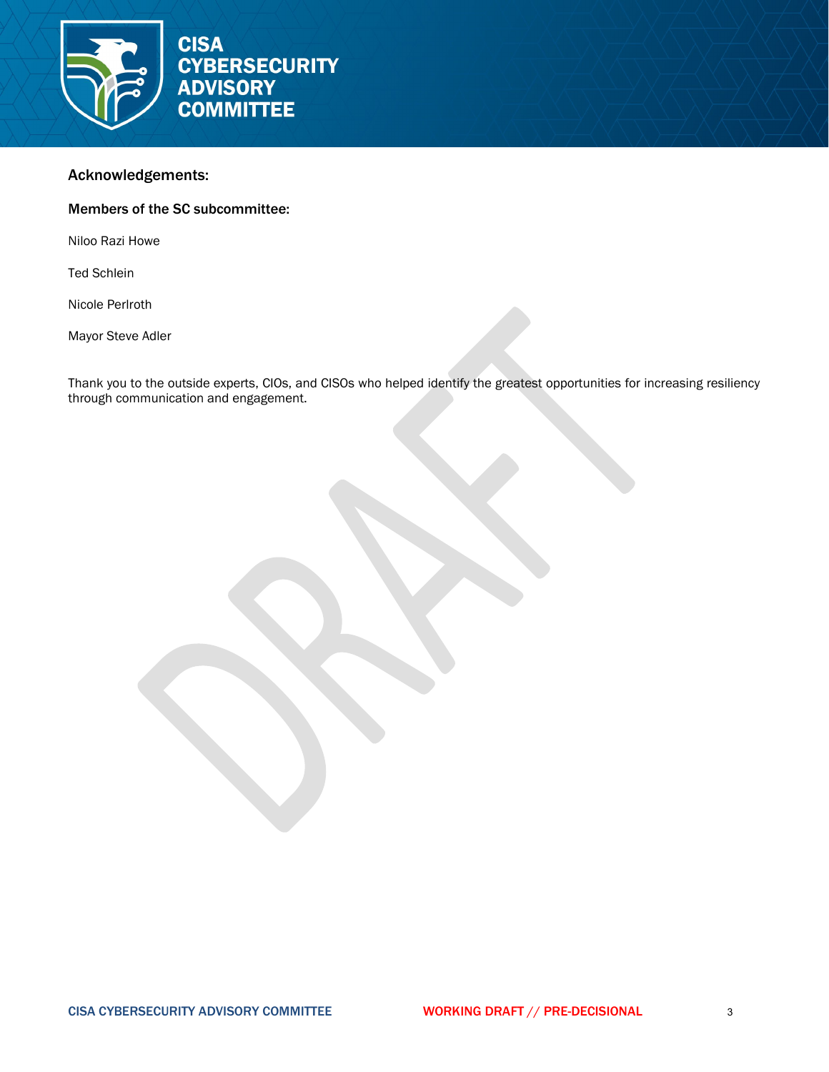## Acknowledgements:

### Members of the SC subcommittee:

Niloo Razi Howe

Ted Schlein

Nicole Perlroth

Mayor Steve Adler

Thank you to the outside experts, CIOs, and CISOs who helped identify the greatest opportunities for increasing resiliency through communication and engagement.